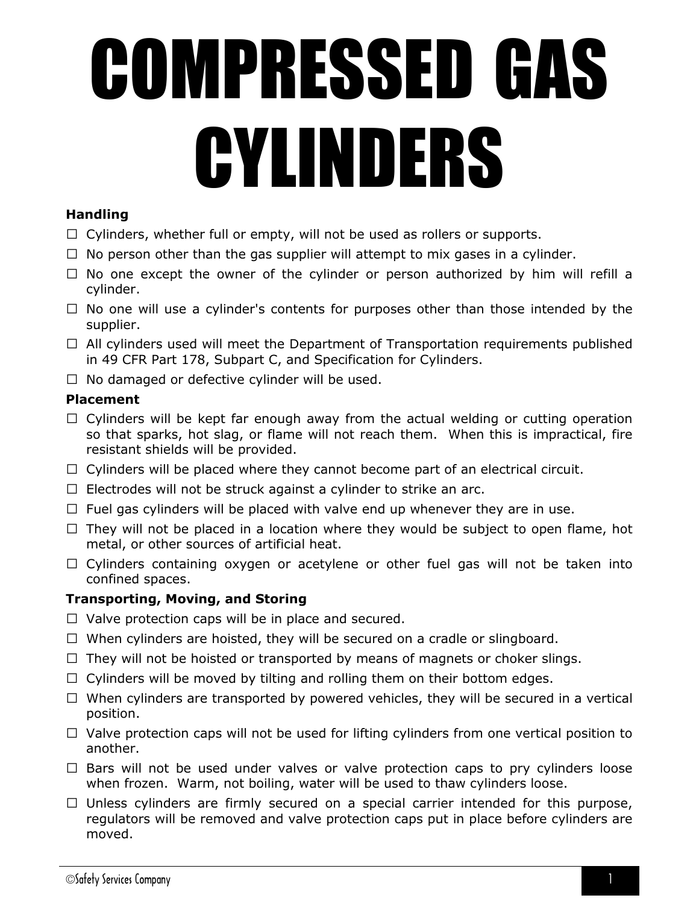# COMPRESSED GAS CYLINDERS

**Handling**

- ☐ Cylinders, whether full or empty, will not be used as rollers or supports.
- ☐ No person other than the gas supplier will attempt to mix gases in a cylinder.
- ☐ No one except the owner of the cylinder or person authorized by him will refill a cylinder.
- ☐ No one will use a cylinder's contents for purposes other than those intended by the supplier.
- ☐ All cylinders used will meet the Department of Transportation requirements published in 49 CFR Part 178, Subpart C, and Specification for Cylinders.
- ☐ No damaged or defective cylinder will be used.

**Placement**

- ☐ Cylinders will be kept far enough away from the actual welding or cutting operation so that sparks, hot slag, or flame will not reach them. When this is impractical, fire resistant shields will be provided.
- ☐ Cylinders will be placed where they cannot become part of an electrical circuit.
- ☐ Electrodes will not be struck against a cylinder to strike an arc.
- ☐ Fuel gas cylinders will be placed with valve end up whenever they are in use.
- ☐ They will not be placed in a location where they would be subject to open flame, hot metal, or other sources of artificial heat.
- ☐ Cylinders containing oxygen or acetylene or other fuel gas will not be taken into confined spaces.

**Transporting, Moving, and Storing**

- ☐ Valve protection caps will be in place and secured.
- ☐ When cylinders are hoisted, they will be secured on a cradle or slingboard.
- ☐ They will not be hoisted or transported by means of magnets or choker slings.
- ☐ Cylinders will be moved by tilting and rolling them on their bottom edges.
- ☐ When cylinders are transported by powered vehicles, they will be secured in a vertical position.
- ☐ Valve protection caps will not be used for lifting cylinders from one vertical position to another.
- ☐ Bars will not be used under valves or valve protection caps to pry cylinders loose when frozen. Warm, not boiling, water will be used to thaw cylinders loose.
- ☐ Unless cylinders are firmly secured on a special carrier intended for this purpose, regulators will be removed and valve protection caps put in place before cylinders are moved.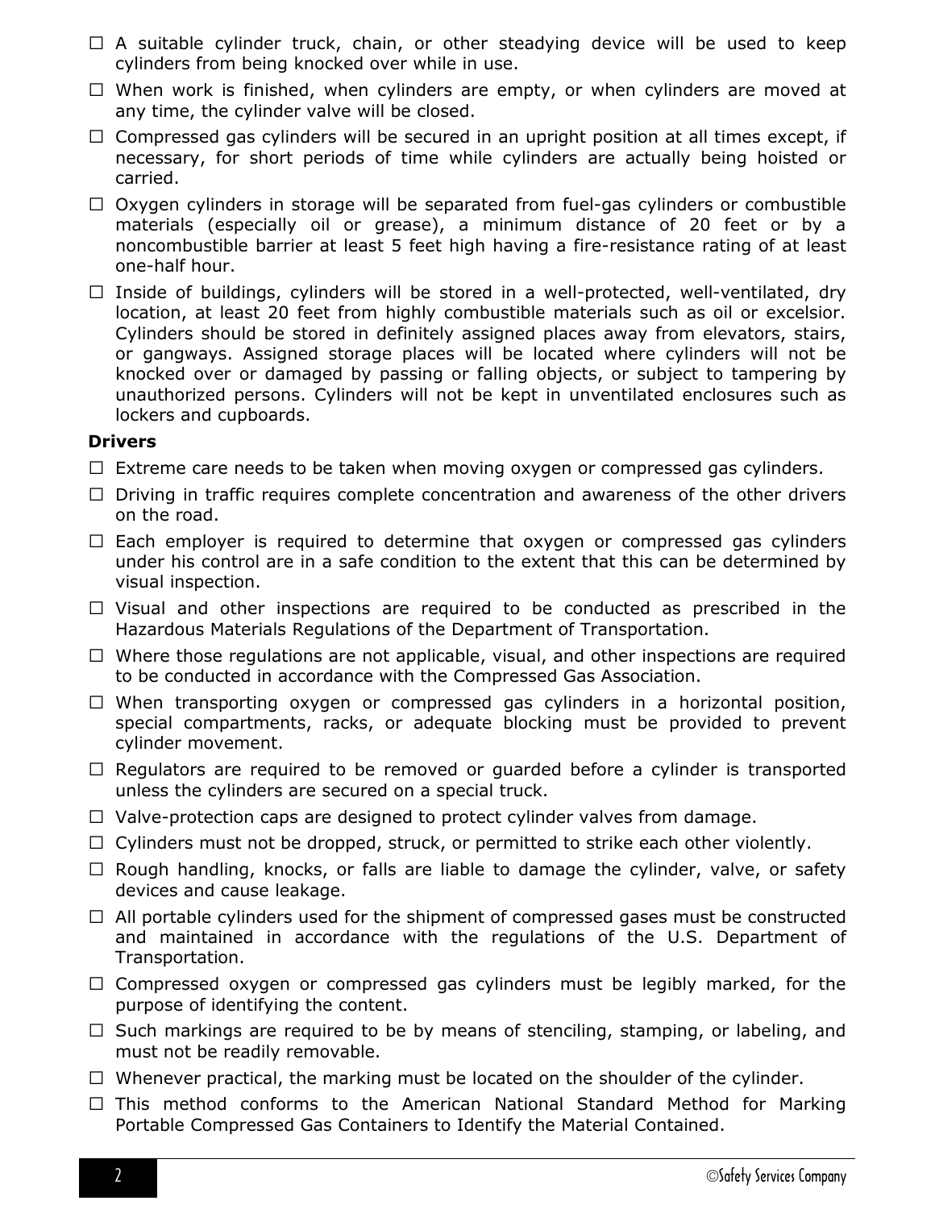- ☐ A suitable cylinder truck, chain, or other steadying device will be used to keep cylinders from being knocked over while in use.
- ☐ When work is finished, when cylinders are empty, or when cylinders are moved at any time, the cylinder valve will be closed.
- ☐ Compressed gas cylinders will be secured in an upright position at all times except, if necessary, for short periods of time while cylinders are actually being hoisted or carried.
- ☐ Oxygen cylinders in storage will be separated from fuel-gas cylinders or combustible materials (especially oil or grease), a minimum distance of 20 feet or by a noncombustible barrier at least 5 feet high having a fire-resistance rating of at least one-half hour.
- ☐ Inside of buildings, cylinders will be stored in a well-protected, well-ventilated, dry location, at least 20 feet from highly combustible materials such as oil or excelsior. Cylinders should be stored in definitely assigned places away from elevators, stairs, or gangways. Assigned storage places will be located where cylinders will not be knocked over or damaged by passing or falling objects, or subject to tampering by unauthorized persons. Cylinders will not be kept in unventilated enclosures such as lockers and cupboards.

**Drivers**

- ☐ Extreme care needs to be taken when moving oxygen or compressed gas cylinders.
- ☐ Driving in traffic requires complete concentration and awareness of the other drivers on the road.
- ☐ Each employer is required to determine that oxygen or compressed gas cylinders under his control are in a safe condition to the extent that this can be determined by visual inspection.
- ☐ Visual and other inspections are required to be conducted as prescribed in the Hazardous Materials Regulations of the Department of Transportation.
- ☐ Where those regulations are not applicable, visual, and other inspections are required to be conducted in accordance with the Compressed Gas Association.
- ☐ When transporting oxygen or compressed gas cylinders in a horizontal position, special compartments, racks, or adequate blocking must be provided to prevent cylinder movement.
- ☐ Regulators are required to be removed or guarded before a cylinder is transported unless the cylinders are secured on a special truck.
- ☐ Valve-protection caps are designed to protect cylinder valves from damage.
- ☐ Cylinders must not be dropped, struck, or permitted to strike each other violently.
- ☐ Rough handling, knocks, or falls are liable to damage the cylinder, valve, or safety devices and cause leakage.
- ☐ All portable cylinders used for the shipment of compressed gases must be constructed and maintained in accordance with the regulations of the U.S. Department of Transportation.
- ☐ Compressed oxygen or compressed gas cylinders must be legibly marked, for the purpose of identifying the content.
- ☐ Such markings are required to be by means of stenciling, stamping, or labeling, and must not be readily removable.
- ☐ Whenever practical, the marking must be located on the shoulder of the cylinder.
- ☐ This method conforms to the American National Standard Method for Marking Portable Compressed Gas Containers to Identify the Material Contained.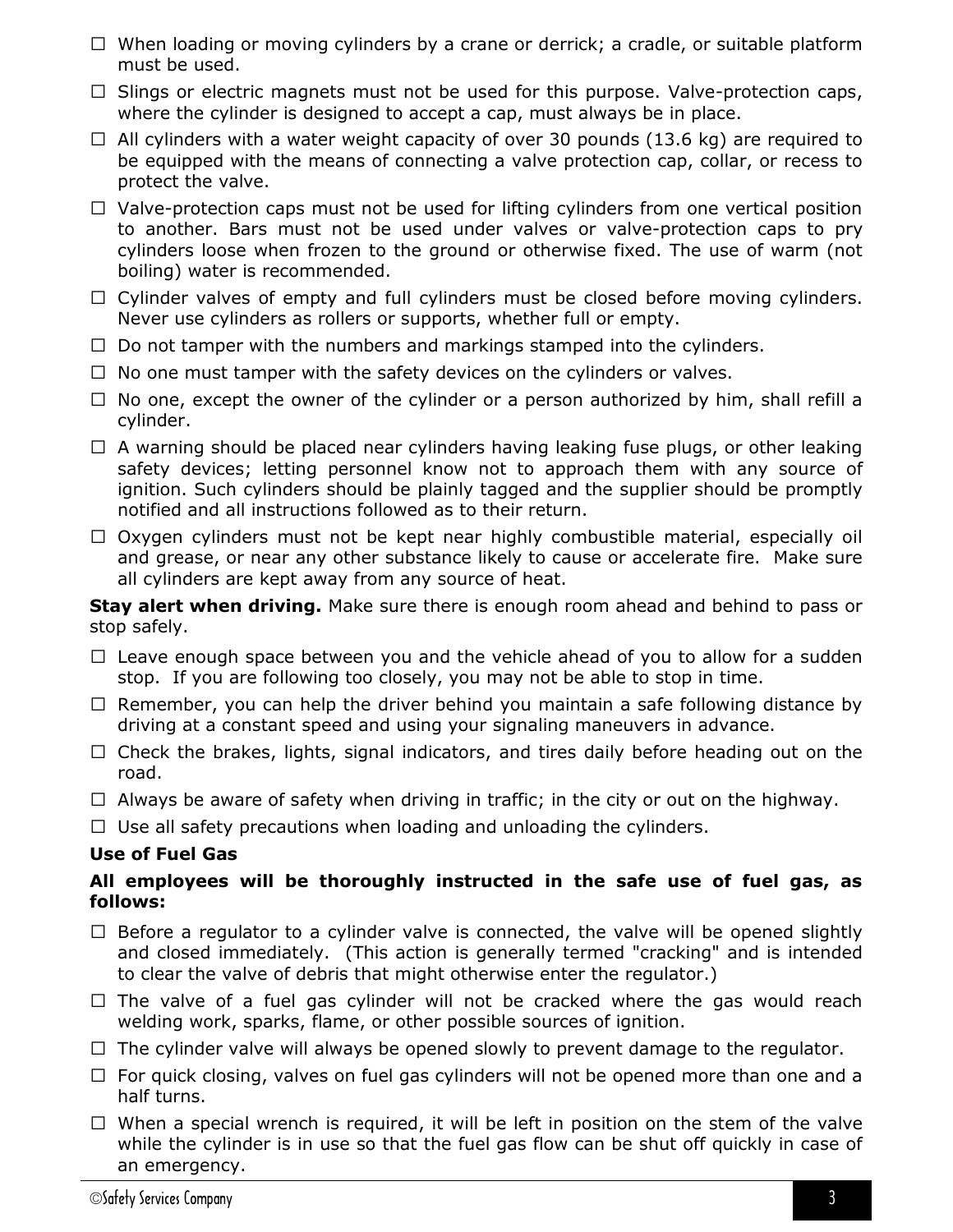- ☐ When loading or moving cylinders by a crane or derrick; a cradle, or suitable platform must be used.
- ☐ Slings or electric magnets must not be used for this purpose. Valve-protection caps, where the cylinder is designed to accept a cap, must always be in place.
- ☐ All cylinders with a water weight capacity of over 30 pounds (13.6 kg) are required to be equipped with the means of connecting a valve protection cap, collar, or recess to protect the valve.
- ☐ Valve-protection caps must not be used for lifting cylinders from one vertical position to another. Bars must not be used under valves or valve-protection caps to pry cylinders loose when frozen to the ground or otherwise fixed. The use of warm (not boiling) water is recommended.
- ☐ Cylinder valves of empty and full cylinders must be closed before moving cylinders. Never use cylinders as rollers or supports, whether full or empty.
- ☐ Do not tamper with the numbers and markings stamped into the cylinders.
- ☐ No one must tamper with the safety devices on the cylinders or valves.
- ☐ No one, except the owner of the cylinder or a person authorized by him, shall refill a cylinder.
- ☐ A warning should be placed near cylinders having leaking fuse plugs, or other leaking safety devices; letting personnel know not to approach them with any source of ignition. Such cylinders should be plainly tagged and the supplier should be promptly notified and all instructions followed as to their return.
- ☐ Oxygen cylinders must not be kept near highly combustible material, especially oil and grease, or near any other substance likely to cause or accelerate fire. Make sure all cylinders are kept away from any source of heat.

**Stay alert when driving.** Make sure there is enough room ahead and behind to pass or stop safely.

- ☐ Leave enough space between you and the vehicle ahead of you to allow for a sudden stop. If you are following too closely, you may not be able to stop in time.
- ☐ Remember, you can help the driver behind you maintain a safe following distance by driving at a constant speed and using your signaling maneuvers in advance.
- ☐ Check the brakes, lights, signal indicators, and tires daily before heading out on the road.
- ☐ Always be aware of safety when driving in traffic; in the city or out on the highway.
- ☐ Use all safety precautions when loading and unloading the cylinders.

**Use of Fuel Gas**

**All employees will be thoroughly instructed in the safe use of fuel gas, as follows:**

- ☐ Before a regulator to a cylinder valve is connected, the valve will be opened slightly and closed immediately. (This action is generally termed "cracking" and is intended to clear the valve of debris that might otherwise enter the regulator.)
- ☐ The valve of a fuel gas cylinder will not be cracked where the gas would reach welding work, sparks, flame, or other possible sources of ignition.
- ☐ The cylinder valve will always be opened slowly to prevent damage to the regulator.
- ☐ For quick closing, valves on fuel gas cylinders will not be opened more than one and a half turns.
- ☐ When a special wrench is required, it will be left in position on the stem of the valve while the cylinder is in use so that the fuel gas flow can be shut off quickly in case of an emergency.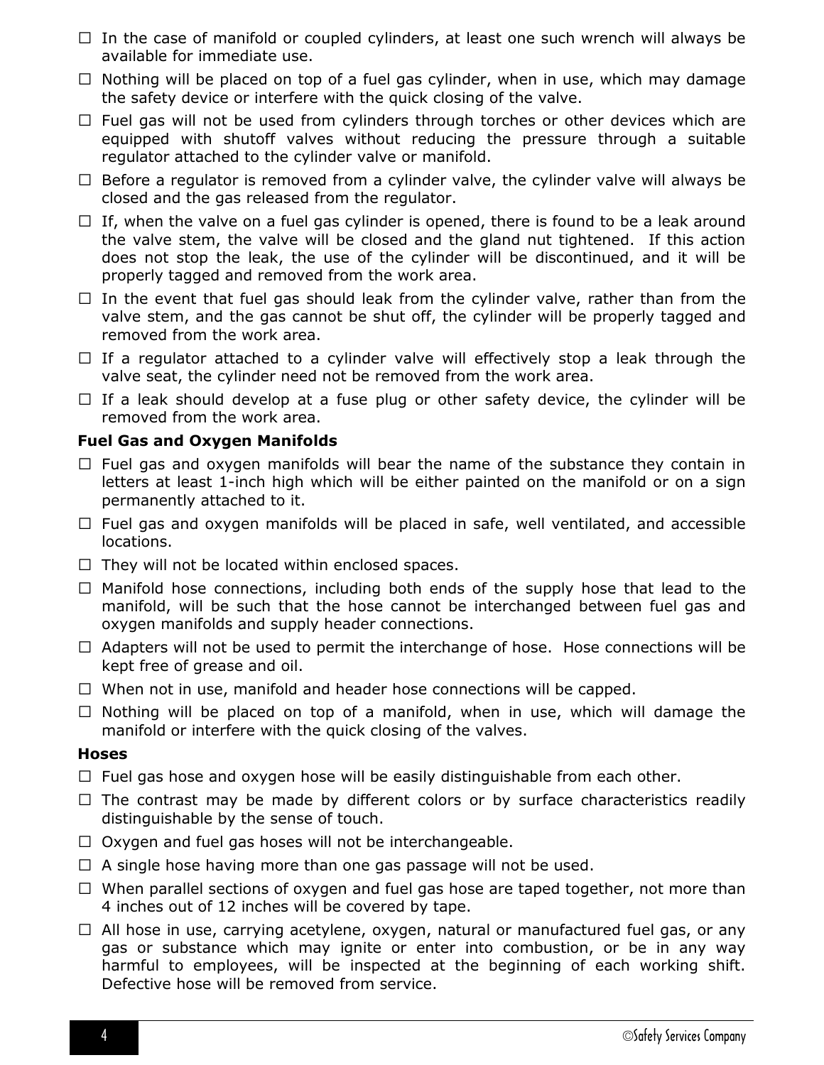- ☐ In the case of manifold or coupled cylinders, at least one such wrench will always be available for immediate use.
- ☐ Nothing will be placed on top of a fuel gas cylinder, when in use, which may damage the safety device or interfere with the quick closing of the valve.
- ☐ Fuel gas will not be used from cylinders through torches or other devices which are equipped with shutoff valves without reducing the pressure through a suitable regulator attached to the cylinder valve or manifold.
- ☐ Before a regulator is removed from a cylinder valve, the cylinder valve will always be closed and the gas released from the regulator.
- ☐ If, when the valve on a fuel gas cylinder is opened, there is found to be a leak around the valve stem, the valve will be closed and the gland nut tightened. If this action does not stop the leak, the use of the cylinder will be discontinued, and it will be properly tagged and removed from the work area.
- ☐ In the event that fuel gas should leak from the cylinder valve, rather than from the valve stem, and the gas cannot be shut off, the cylinder will be properly tagged and removed from the work area.
- ☐ If a regulator attached to a cylinder valve will effectively stop a leak through the valve seat, the cylinder need not be removed from the work area.
- ☐ If a leak should develop at a fuse plug or other safety device, the cylinder will be removed from the work area.

**Fuel Gas and Oxygen Manifolds**

- ☐ Fuel gas and oxygen manifolds will bear the name of the substance they contain in letters at least 1-inch high which will be either painted on the manifold or on a sign permanently attached to it.
- ☐ Fuel gas and oxygen manifolds will be placed in safe, well ventilated, and accessible locations.
- ☐ They will not be located within enclosed spaces.
- ☐ Manifold hose connections, including both ends of the supply hose that lead to the manifold, will be such that the hose cannot be interchanged between fuel gas and oxygen manifolds and supply header connections.
- ☐ Adapters will not be used to permit the interchange of hose. Hose connections will be kept free of grease and oil.
- ☐ When not in use, manifold and header hose connections will be capped.
- ☐ Nothing will be placed on top of a manifold, when in use, which will damage the manifold or interfere with the quick closing of the valves.

**Hoses**

- ☐ Fuel gas hose and oxygen hose will be easily distinguishable from each other.
- ☐ The contrast may be made by different colors or by surface characteristics readily distinguishable by the sense of touch.
- ☐ Oxygen and fuel gas hoses will not be interchangeable.
- ☐ A single hose having more than one gas passage will not be used.
- ☐ When parallel sections of oxygen and fuel gas hose are taped together, not more than 4 inches out of 12 inches will be covered by tape.
- ☐ All hose in use, carrying acetylene, oxygen, natural or manufactured fuel gas, or any gas or substance which may ignite or enter into combustion, or be in any way harmful to employees, will be inspected at the beginning of each working shift. Defective hose will be removed from service.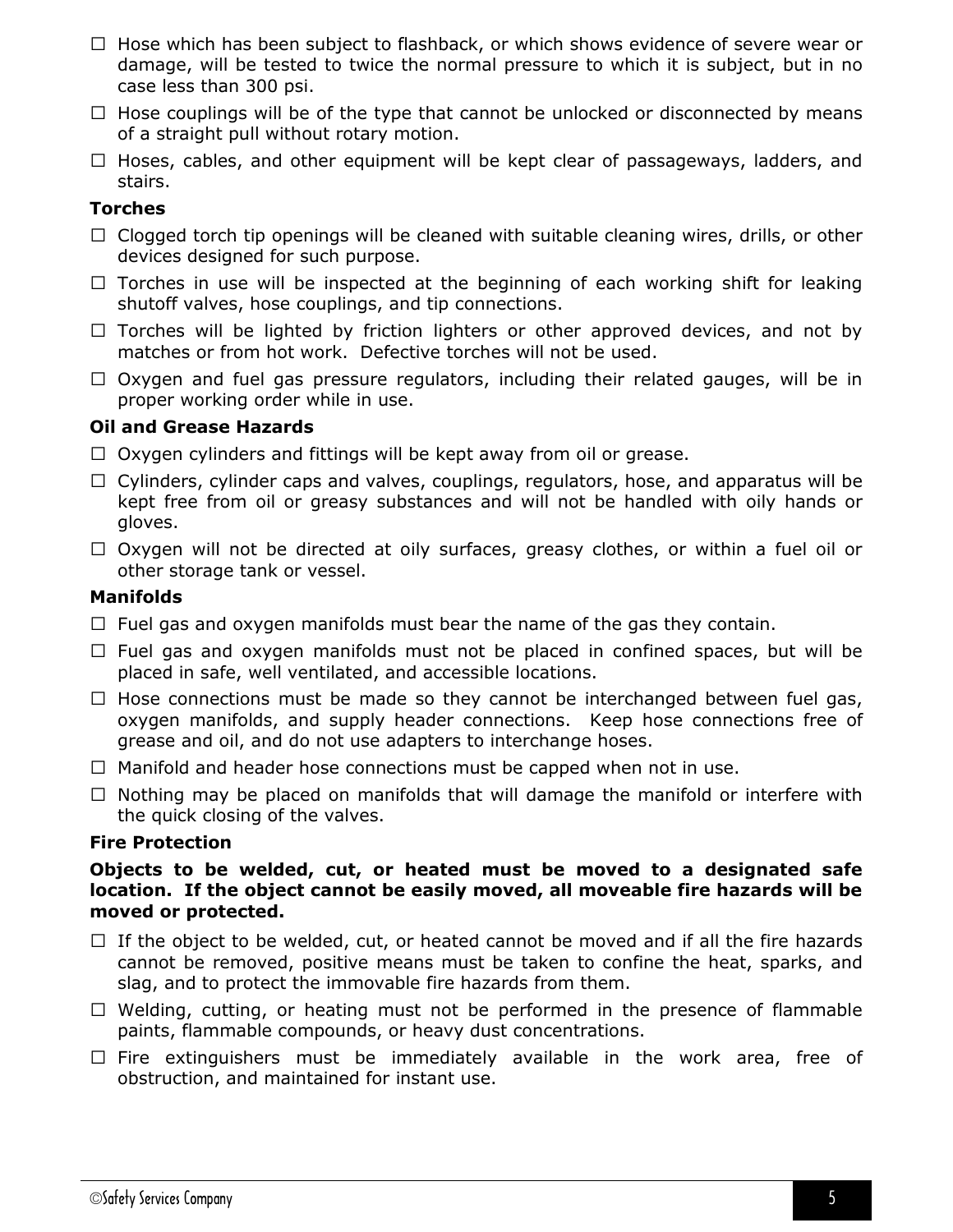- ☐ Hose which has been subject to flashback, or which shows evidence of severe wear or damage, will be tested to twice the normal pressure to which it is subject, but in no case less than 300 psi.
- ☐ Hose couplings will be of the type that cannot be unlocked or disconnected by means of a straight pull without rotary motion.
- ☐ Hoses, cables, and other equipment will be kept clear of passageways, ladders, and stairs.

**Torches**

- ☐ Clogged torch tip openings will be cleaned with suitable cleaning wires, drills, or other devices designed for such purpose.
- ☐ Torches in use will be inspected at the beginning of each working shift for leaking shutoff valves, hose couplings, and tip connections.
- ☐ Torches will be lighted by friction lighters or other approved devices, and not by matches or from hot work. Defective torches will not be used.
- ☐ Oxygen and fuel gas pressure regulators, including their related gauges, will be in proper working order while in use.

**Oil and Grease Hazards**

- ☐ Oxygen cylinders and fittings will be kept away from oil or grease.
- ☐ Cylinders, cylinder caps and valves, couplings, regulators, hose, and apparatus will be kept free from oil or greasy substances and will not be handled with oily hands or gloves.
- ☐ Oxygen will not be directed at oily surfaces, greasy clothes, or within a fuel oil or other storage tank or vessel.

**Manifolds**

- ☐ Fuel gas and oxygen manifolds must bear the name of the gas they contain.
- ☐ Fuel gas and oxygen manifolds must not be placed in confined spaces, but will be placed in safe, well ventilated, and accessible locations.
- ☐ Hose connections must be made so they cannot be interchanged between fuel gas, oxygen manifolds, and supply header connections. Keep hose connections free of grease and oil, and do not use adapters to interchange hoses.
- ☐ Manifold and header hose connections must be capped when not in use.
- ☐ Nothing may be placed on manifolds that will damage the manifold or interfere with the quick closing of the valves.

**Fire Protection**

**Objects to be welded, cut, or heated must be moved to a designated safe location. If the object cannot be easily moved, all moveable fire hazards will be moved or protected.**

- ☐ If the object to be welded, cut, or heated cannot be moved and if all the fire hazards cannot be removed, positive means must be taken to confine the heat, sparks, and slag, and to protect the immovable fire hazards from them.
- ☐ Welding, cutting, or heating must not be performed in the presence of flammable paints, flammable compounds, or heavy dust concentrations.
- ☐ Fire extinguishers must be immediately available in the work area, free of obstruction, and maintained for instant use.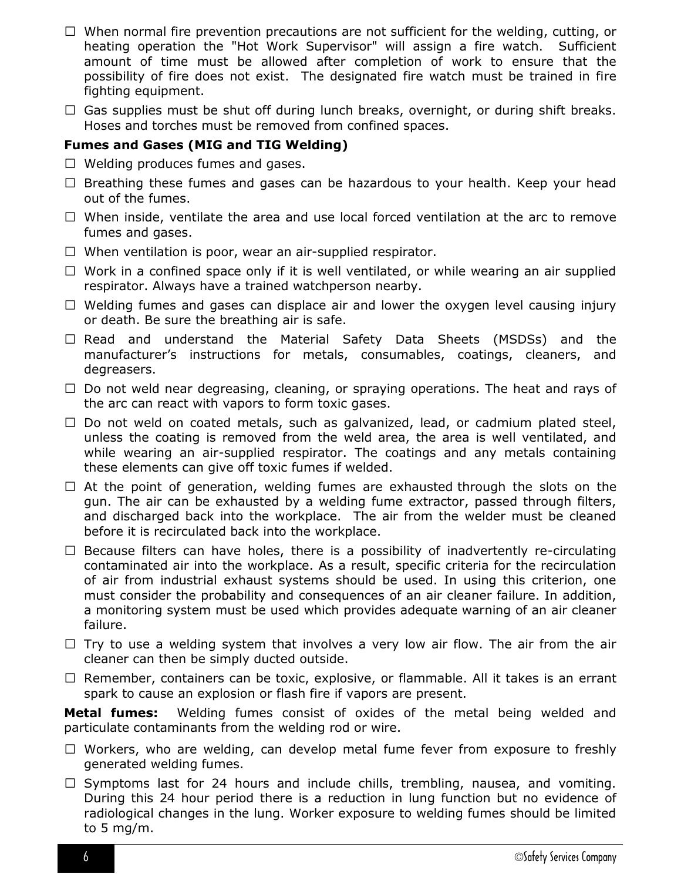- ☐ When normal fire prevention precautions are not sufficient for the welding, cutting, or heating operation the "Hot Work Supervisor" will assign a fire watch. Sufficient amount of time must be allowed after completion of work to ensure that the possibility of fire does not exist. The designated fire watch must be trained in fire fighting equipment.
- ☐ Gas supplies must be shut off during lunch breaks, overnight, or during shift breaks. Hoses and torches must be removed from confined spaces.

**Fumes and Gases (MIG and TIG Welding)**

- ☐ Welding produces fumes and gases.
- ☐ Breathing these fumes and gases can be hazardous to your health. Keep your head out of the fumes.
- ☐ When inside, ventilate the area and use local forced ventilation at the arc to remove fumes and gases.
- ☐ When ventilation is poor, wear an air-supplied respirator.
- ☐ Work in a confined space only if it is well ventilated, or while wearing an air supplied respirator. Always have a trained watchperson nearby.
- ☐ Welding fumes and gases can displace air and lower the oxygen level causing injury or death. Be sure the breathing air is safe.
- ☐ Read and understand the Material Safety Data Sheets (MSDSs) and the manufacturer's instructions for metals, consumables, coatings, cleaners, and degreasers.
- ☐ Do not weld near degreasing, cleaning, or spraying operations. The heat and rays of the arc can react with vapors to form toxic gases.
- ☐ Do not weld on coated metals, such as galvanized, lead, or cadmium plated steel, unless the coating is removed from the weld area, the area is well ventilated, and while wearing an air-supplied respirator. The coatings and any metals containing these elements can give off toxic fumes if welded.
- ☐ At the point of generation, welding fumes are exhausted through the slots on the gun. The air can be exhausted by a welding fume extractor, passed through filters, and discharged back into the workplace. The air from the welder must be cleaned before it is recirculated back into the workplace.
- ☐ Because filters can have holes, there is a possibility of inadvertently re-circulating contaminated air into the workplace. As a result, specific criteria for the recirculation of air from industrial exhaust systems should be used. In using this criterion, one must consider the probability and consequences of an air cleaner failure. In addition, a monitoring system must be used which provides adequate warning of an air cleaner failure.
- ☐ Try to use a welding system that involves a very low air flow. The air from the air cleaner can then be simply ducted outside.
- ☐ Remember, containers can be toxic, explosive, or flammable. All it takes is an errant spark to cause an explosion or flash fire if vapors are present.

**Metal fumes:** Welding fumes consist of oxides of the metal being welded and particulate contaminants from the welding rod or wire.

- ☐ Workers, who are welding, can develop metal fume fever from exposure to freshly generated welding fumes.
- ☐ Symptoms last for 24 hours and include chills, trembling, nausea, and vomiting. During this 24 hour period there is a reduction in lung function but no evidence of radiological changes in the lung. Worker exposure to welding fumes should be limited to 5 mg/m.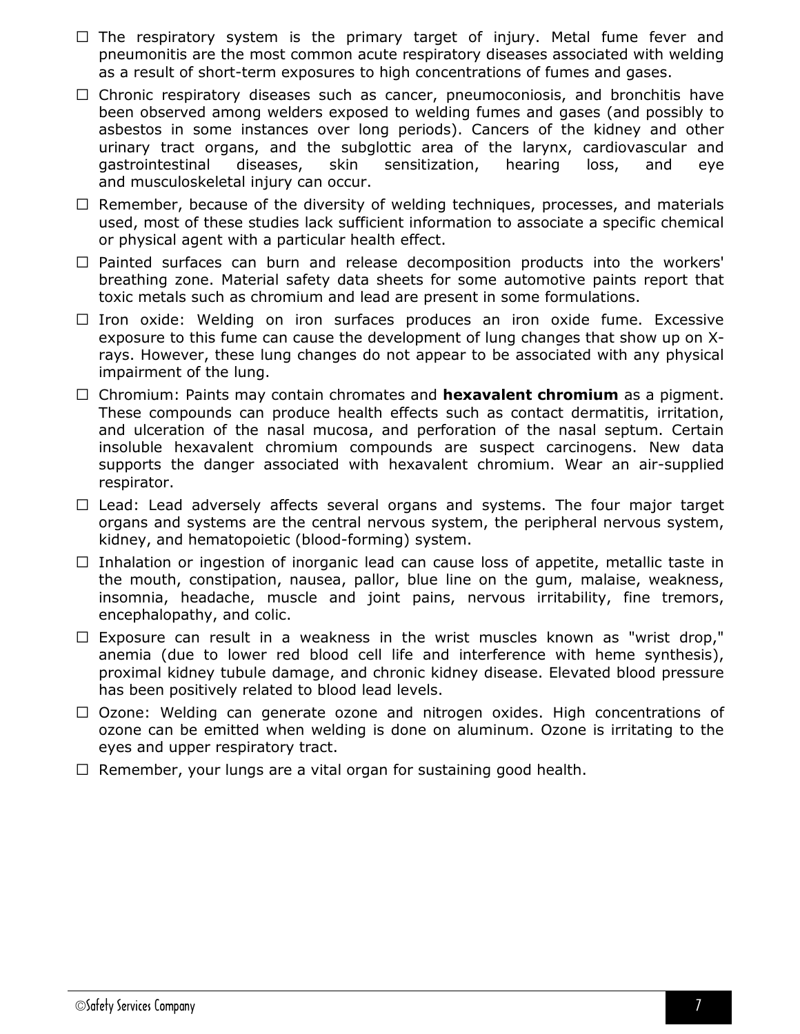- ☐ The respiratory system is the primary target of injury. Metal fume fever and pneumonitis are the most common acute respiratory diseases associated with welding as a result of short-term exposures to high concentrations of fumes and gases.
- ☐ Chronic respiratory diseases such as cancer, pneumoconiosis, and bronchitis have been observed among welders exposed to welding fumes and gases (and possibly to asbestos in some instances over long periods). Cancers of the kidney and other urinary tract organs, and the subglottic area of the larynx, cardiovascular and gastrointestinal diseases, skin sensitization, hearing loss, and eye and musculoskeletal injury can occur.
- ☐ Remember, because of the diversity of welding techniques, processes, and materials used, most of these studies lack sufficient information to associate a specific chemical or physical agent with a particular health effect.
- ☐ Painted surfaces can burn and release decomposition products into the workers' breathing zone. Material safety data sheets for some automotive paints report that toxic metals such as chromium and lead are present in some formulations.
- ☐ Iron oxide: Welding on iron surfaces produces an iron oxide fume. Excessive exposure to this fume can cause the development of lung changes that show up on X-rays. However, these lung changes do not appear to be associated with any physical impairment of the lung.
- ☐ Chromium: Paints may contain chromates and **hexavalent chromium** as a pigment. These compounds can produce health effects such as contact dermatitis, irritation, and ulceration of the nasal mucosa, and perforation of the nasal septum. Certain insoluble hexavalent chromium compounds are suspect carcinogens. New data supports the danger associated with hexavalent chromium. Wear an air-supplied respirator.
- ☐ Lead: Lead adversely affects several organs and systems. The four major target organs and systems are the central nervous system, the peripheral nervous system, kidney, and hematopoietic (blood-forming) system.
- ☐ Inhalation or ingestion of inorganic lead can cause loss of appetite, metallic taste in the mouth, constipation, nausea, pallor, blue line on the gum, malaise, weakness, insomnia, headache, muscle and joint pains, nervous irritability, fine tremors, encephalopathy, and colic.
- ☐ Exposure can result in a weakness in the wrist muscles known as "wrist drop," anemia (due to lower red blood cell life and interference with heme synthesis), proximal kidney tubule damage, and chronic kidney disease. Elevated blood pressure has been positively related to blood lead levels.
- ☐ Ozone: Welding can generate ozone and nitrogen oxides. High concentrations of ozone can be emitted when welding is done on aluminum. Ozone is irritating to the eyes and upper respiratory tract.
- ☐ Remember, your lungs are a vital organ for sustaining good health.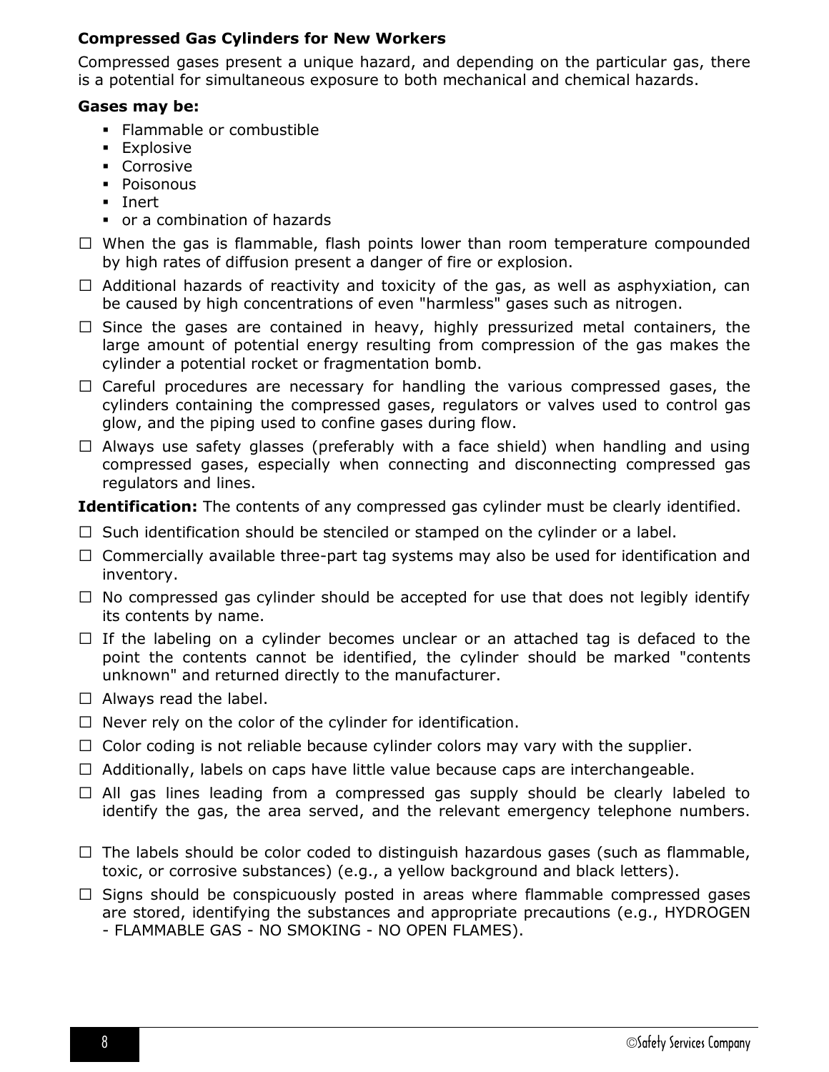### Compressed Gas Cylinders for New Workers

Compressed gases present a unique hazard, and depending on the particular gas, there is a potential for simultaneous exposure to both mechanical and chemical hazards.

**Gases may be:**

- Flammable or combustible
- Explosive
- Corrosive
- Poisonous
- Inert
- or a combination of hazards

- ☐ When the gas is flammable, flash points lower than room temperature compounded by high rates of diffusion present a danger of fire or explosion.
- ☐ Additional hazards of reactivity and toxicity of the gas, as well as asphyxiation, can be caused by high concentrations of even "harmless" gases such as nitrogen.
- ☐ Since the gases are contained in heavy, highly pressurized metal containers, the large amount of potential energy resulting from compression of the gas makes the cylinder a potential rocket or fragmentation bomb.
- ☐ Careful procedures are necessary for handling the various compressed gases, the cylinders containing the compressed gases, regulators or valves used to control gas glow, and the piping used to confine gases during flow.
- ☐ Always use safety glasses (preferably with a face shield) when handling and using compressed gases, especially when connecting and disconnecting compressed gas regulators and lines.

**Identification:** The contents of any compressed gas cylinder must be clearly identified.

- ☐ Such identification should be stenciled or stamped on the cylinder or a label.
- ☐ Commercially available three-part tag systems may also be used for identification and inventory.
- ☐ No compressed gas cylinder should be accepted for use that does not legibly identify its contents by name.
- ☐ If the labeling on a cylinder becomes unclear or an attached tag is defaced to the point the contents cannot be identified, the cylinder should be marked "contents unknown" and returned directly to the manufacturer.
- ☐ Always read the label.
- ☐ Never rely on the color of the cylinder for identification.
- ☐ Color coding is not reliable because cylinder colors may vary with the supplier.
- ☐ Additionally, labels on caps have little value because caps are interchangeable.
- ☐ All gas lines leading from a compressed gas supply should be clearly labeled to identify the gas, the area served, and the relevant emergency telephone numbers.
- ☐ The labels should be color coded to distinguish hazardous gases (such as flammable, toxic, or corrosive substances) (e.g., a yellow background and black letters).
- ☐ Signs should be conspicuously posted in areas where flammable compressed gases are stored, identifying the substances and appropriate precautions (e.g., HYDROGEN - FLAMMABLE GAS - NO SMOKING - NO OPEN FLAMES).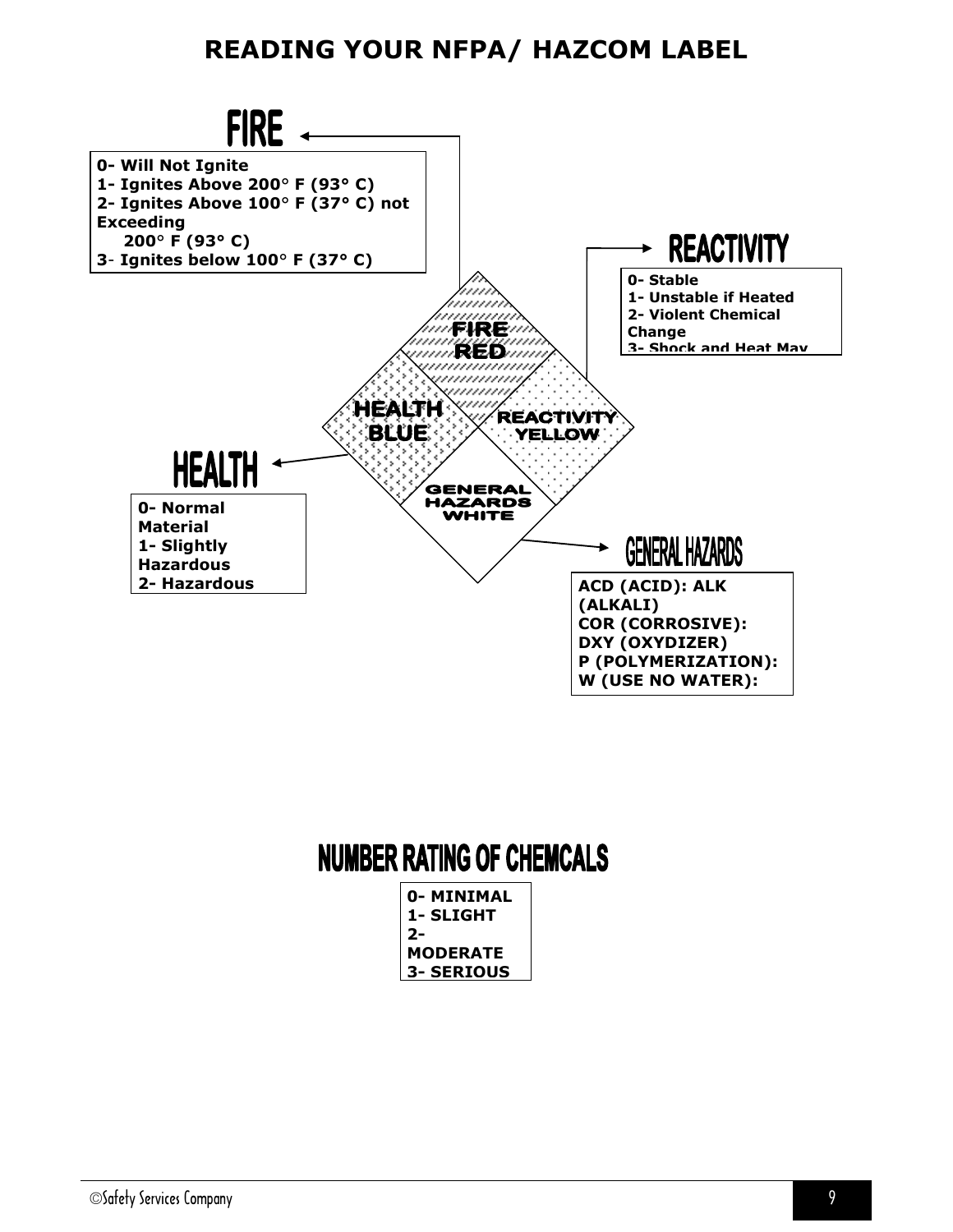# READING YOUR NFPA/ HAZCOM LABEL

## FIRE

**0- Will Not Ignite**
**1- Ignites Above 200° F (93° C)**
**2- Ignites Above 100° F (37° C) not Exceeding 200° F (93° C)**
**3- Ignites below 100° F (37° C)**

## REACTIVITY

**0- Stable**
**1- Unstable if Heated**
**2- Violent Chemical Change**
**3- Shock and Heat May**

FIRE RED

HEALTH BLUE

REACTIVITY YELLOW

GENERAL HAZARDS WHITE

## HEALTH

**0- Normal Material**
**1- Slightly Hazardous**
**2- Hazardous**

## GENERAL HAZARDS

**ACD (ACID): ALK (ALKALI)**
**COR (CORROSIVE):**
**DXY (OXYDIZER)**
**P (POLYMERIZATION):**
**W (USE NO WATER):**

## NUMBER RATING OF CHEMCALS

**0- MINIMAL**
**1- SLIGHT**
**2- MODERATE**
**3- SERIOUS**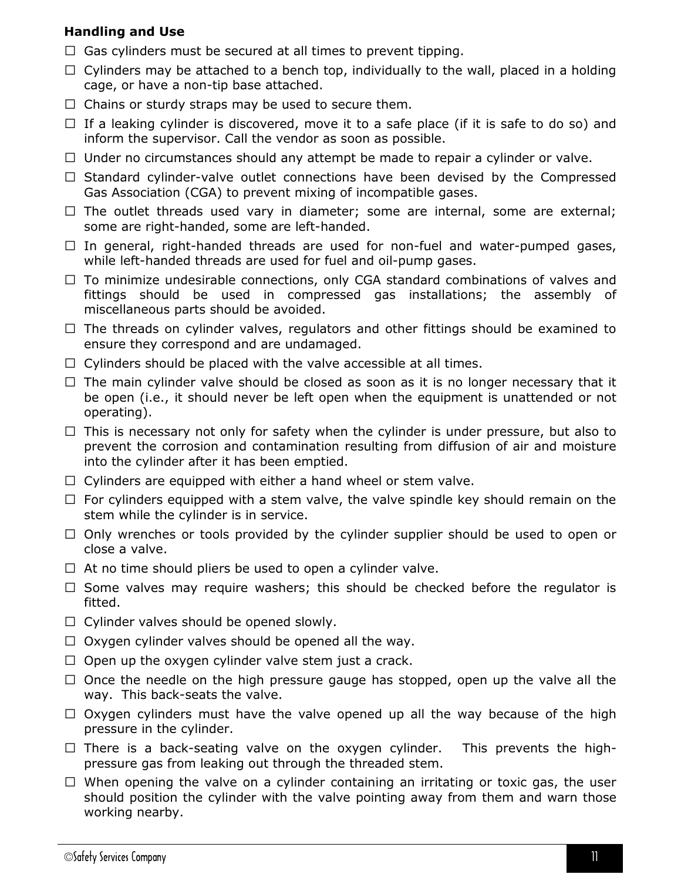**Handling and Use**

- ☐ Gas cylinders must be secured at all times to prevent tipping.
- ☐ Cylinders may be attached to a bench top, individually to the wall, placed in a holding cage, or have a non-tip base attached.
- ☐ Chains or sturdy straps may be used to secure them.
- ☐ If a leaking cylinder is discovered, move it to a safe place (if it is safe to do so) and inform the supervisor. Call the vendor as soon as possible.
- ☐ Under no circumstances should any attempt be made to repair a cylinder or valve.
- ☐ Standard cylinder-valve outlet connections have been devised by the Compressed Gas Association (CGA) to prevent mixing of incompatible gases.
- ☐ The outlet threads used vary in diameter; some are internal, some are external; some are right-handed, some are left-handed.
- ☐ In general, right-handed threads are used for non-fuel and water-pumped gases, while left-handed threads are used for fuel and oil-pump gases.
- ☐ To minimize undesirable connections, only CGA standard combinations of valves and fittings should be used in compressed gas installations; the assembly of miscellaneous parts should be avoided.
- ☐ The threads on cylinder valves, regulators and other fittings should be examined to ensure they correspond and are undamaged.
- ☐ Cylinders should be placed with the valve accessible at all times.
- ☐ The main cylinder valve should be closed as soon as it is no longer necessary that it be open (i.e., it should never be left open when the equipment is unattended or not operating).
- ☐ This is necessary not only for safety when the cylinder is under pressure, but also to prevent the corrosion and contamination resulting from diffusion of air and moisture into the cylinder after it has been emptied.
- ☐ Cylinders are equipped with either a hand wheel or stem valve.
- ☐ For cylinders equipped with a stem valve, the valve spindle key should remain on the stem while the cylinder is in service.
- ☐ Only wrenches or tools provided by the cylinder supplier should be used to open or close a valve.
- ☐ At no time should pliers be used to open a cylinder valve.
- ☐ Some valves may require washers; this should be checked before the regulator is fitted.
- ☐ Cylinder valves should be opened slowly.
- ☐ Oxygen cylinder valves should be opened all the way.
- ☐ Open up the oxygen cylinder valve stem just a crack.
- ☐ Once the needle on the high pressure gauge has stopped, open up the valve all the way. This back-seats the valve.
- ☐ Oxygen cylinders must have the valve opened up all the way because of the high pressure in the cylinder.
- ☐ There is a back-seating valve on the oxygen cylinder. This prevents the high-pressure gas from leaking out through the threaded stem.
- ☐ When opening the valve on a cylinder containing an irritating or toxic gas, the user should position the cylinder with the valve pointing away from them and warn those working nearby.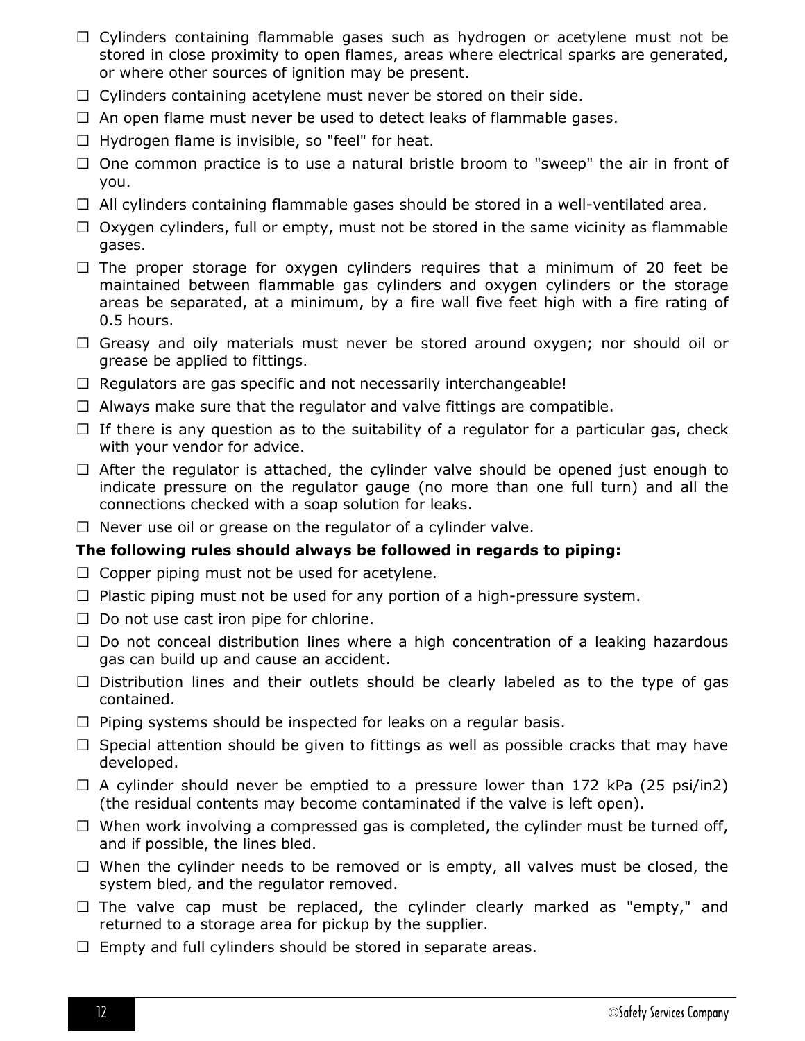- ☐ Cylinders containing flammable gases such as hydrogen or acetylene must not be stored in close proximity to open flames, areas where electrical sparks are generated, or where other sources of ignition may be present.
- ☐ Cylinders containing acetylene must never be stored on their side.
- ☐ An open flame must never be used to detect leaks of flammable gases.
- ☐ Hydrogen flame is invisible, so "feel" for heat.
- ☐ One common practice is to use a natural bristle broom to "sweep" the air in front of you.
- ☐ All cylinders containing flammable gases should be stored in a well-ventilated area.
- ☐ Oxygen cylinders, full or empty, must not be stored in the same vicinity as flammable gases.
- ☐ The proper storage for oxygen cylinders requires that a minimum of 20 feet be maintained between flammable gas cylinders and oxygen cylinders or the storage areas be separated, at a minimum, by a fire wall five feet high with a fire rating of 0.5 hours.
- ☐ Greasy and oily materials must never be stored around oxygen; nor should oil or grease be applied to fittings.
- ☐ Regulators are gas specific and not necessarily interchangeable!
- ☐ Always make sure that the regulator and valve fittings are compatible.
- ☐ If there is any question as to the suitability of a regulator for a particular gas, check with your vendor for advice.
- ☐ After the regulator is attached, the cylinder valve should be opened just enough to indicate pressure on the regulator gauge (no more than one full turn) and all the connections checked with a soap solution for leaks.
- ☐ Never use oil or grease on the regulator of a cylinder valve.

**The following rules should always be followed in regards to piping:**

- ☐ Copper piping must not be used for acetylene.
- ☐ Plastic piping must not be used for any portion of a high-pressure system.
- ☐ Do not use cast iron pipe for chlorine.
- ☐ Do not conceal distribution lines where a high concentration of a leaking hazardous gas can build up and cause an accident.
- ☐ Distribution lines and their outlets should be clearly labeled as to the type of gas contained.
- ☐ Piping systems should be inspected for leaks on a regular basis.
- ☐ Special attention should be given to fittings as well as possible cracks that may have developed.
- ☐ A cylinder should never be emptied to a pressure lower than 172 kPa (25 psi/in2) (the residual contents may become contaminated if the valve is left open).
- ☐ When work involving a compressed gas is completed, the cylinder must be turned off, and if possible, the lines bled.
- ☐ When the cylinder needs to be removed or is empty, all valves must be closed, the system bled, and the regulator removed.
- ☐ The valve cap must be replaced, the cylinder clearly marked as "empty," and returned to a storage area for pickup by the supplier.
- ☐ Empty and full cylinders should be stored in separate areas.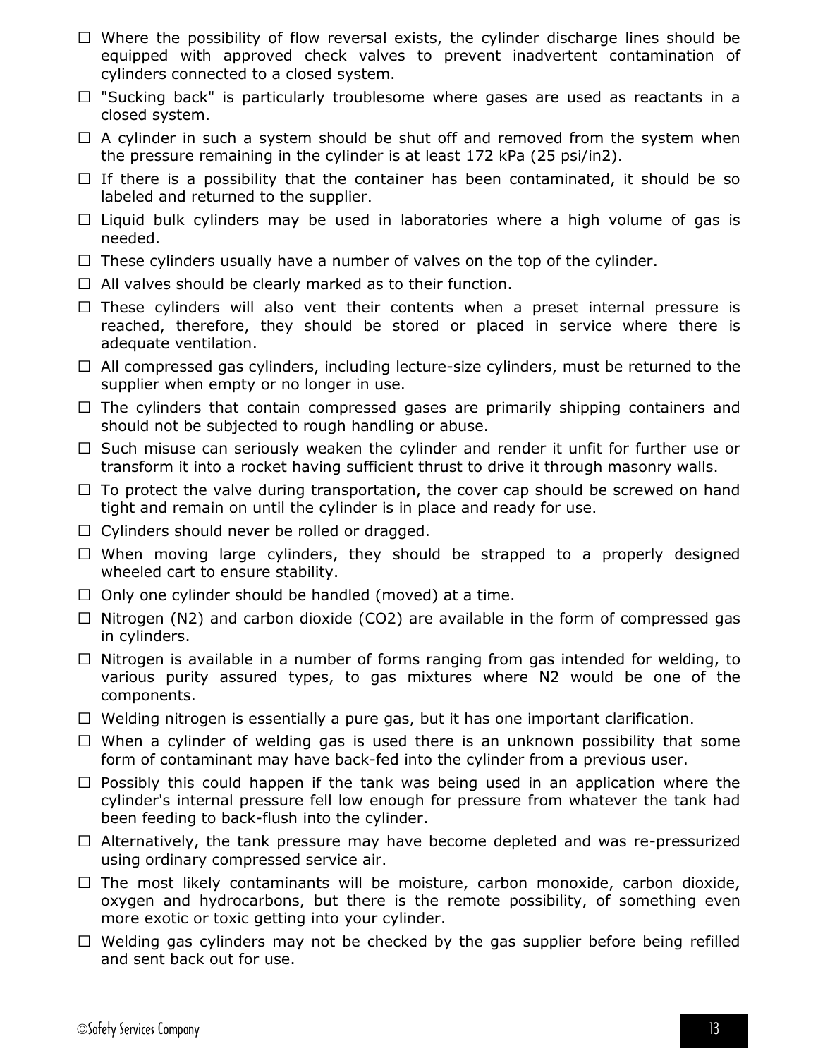- Where the possibility of flow reversal exists, the cylinder discharge lines should be equipped with approved check valves to prevent inadvertent contamination of cylinders connected to a closed system.
- "Sucking back" is particularly troublesome where gases are used as reactants in a closed system.
- A cylinder in such a system should be shut off and removed from the system when the pressure remaining in the cylinder is at least 172 kPa (25 psi/in2).
- If there is a possibility that the container has been contaminated, it should be so labeled and returned to the supplier.
- Liquid bulk cylinders may be used in laboratories where a high volume of gas is needed.
- These cylinders usually have a number of valves on the top of the cylinder.
- All valves should be clearly marked as to their function.
- These cylinders will also vent their contents when a preset internal pressure is reached, therefore, they should be stored or placed in service where there is adequate ventilation.
- All compressed gas cylinders, including lecture-size cylinders, must be returned to the supplier when empty or no longer in use.
- The cylinders that contain compressed gases are primarily shipping containers and should not be subjected to rough handling or abuse.
- Such misuse can seriously weaken the cylinder and render it unfit for further use or transform it into a rocket having sufficient thrust to drive it through masonry walls.
- To protect the valve during transportation, the cover cap should be screwed on hand tight and remain on until the cylinder is in place and ready for use.
- Cylinders should never be rolled or dragged.
- When moving large cylinders, they should be strapped to a properly designed wheeled cart to ensure stability.
- Only one cylinder should be handled (moved) at a time.
- Nitrogen ($N_2$) and carbon dioxide ($CO_2$) are available in the form of compressed gas in cylinders.
- Nitrogen is available in a number of forms ranging from gas intended for welding, to various purity assured types, to gas mixtures where $N_2$ would be one of the components.
- Welding nitrogen is essentially a pure gas, but it has one important clarification.
- When a cylinder of welding gas is used there is an unknown possibility that some form of contaminant may have back-fed into the cylinder from a previous user.
- Possibly this could happen if the tank was being used in an application where the cylinder's internal pressure fell low enough for pressure from whatever the tank had been feeding to back-flush into the cylinder.
- Alternatively, the tank pressure may have become depleted and was re-pressurized using ordinary compressed service air.
- The most likely contaminants will be moisture, carbon monoxide, carbon dioxide, oxygen and hydrocarbons, but there is the remote possibility, of something even more exotic or toxic getting into your cylinder.
- Welding gas cylinders may not be checked by the gas supplier before being refilled and sent back out for use.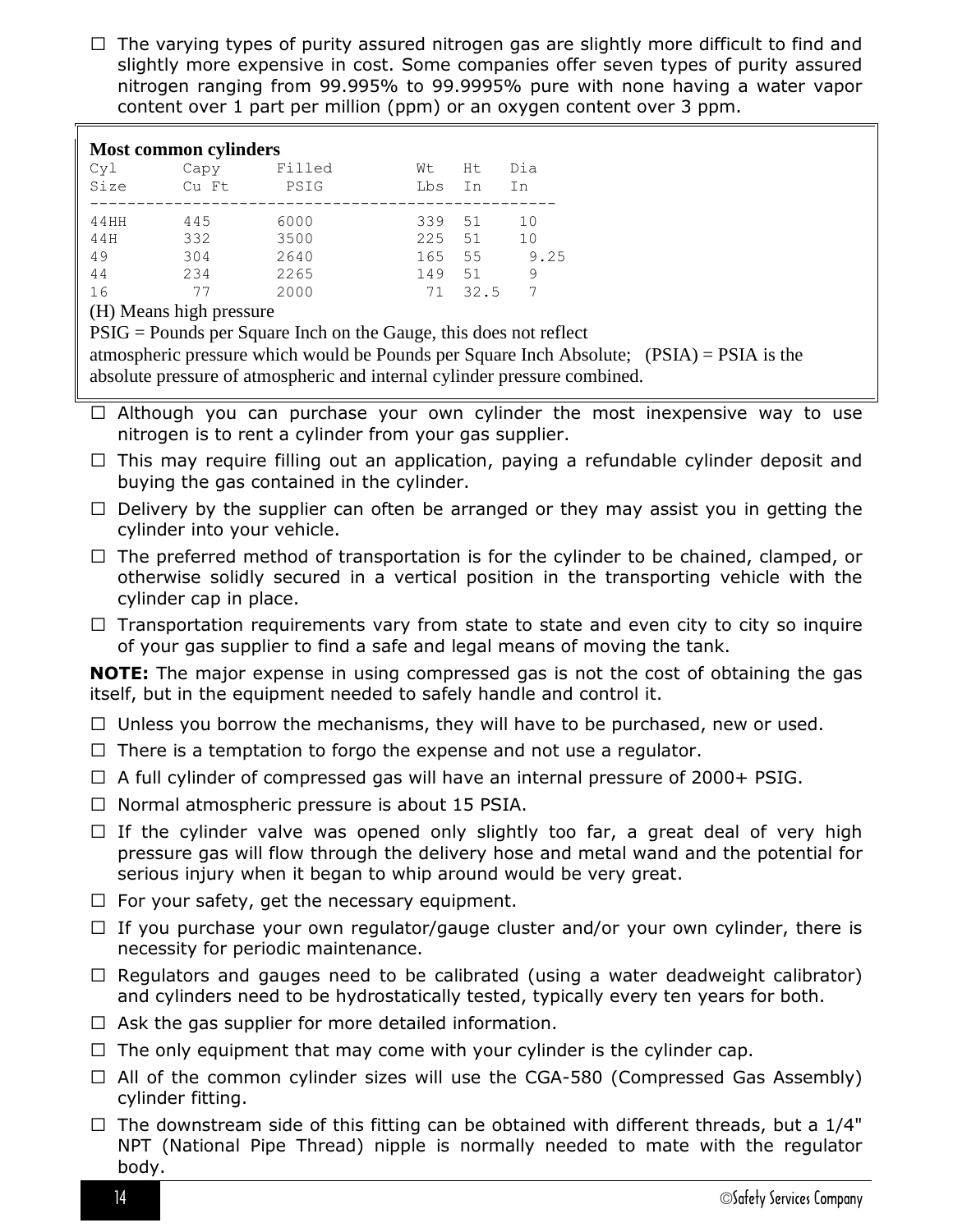- The varying types of purity assured nitrogen gas are slightly more difficult to find and slightly more expensive in cost. Some companies offer seven types of purity assured nitrogen ranging from 99.995% to 99.9995% pure with none having a water vapor content over 1 part per million (ppm) or an oxygen content over 3 ppm.

**Most common cylinders**

| Cyl Size | Capy Cu Ft | Filled PSIG | Wt Lbs | Ht In | Dia In |
|---|---|---|---|---|---|
| 44HH | 445 | 6000 | 339 | 51 | 10 |
| 44H | 332 | 3500 | 225 | 51 | 10 |
| 49 | 304 | 2640 | 165 | 55 | 9.25 |
| 44 | 234 | 2265 | 149 | 51 | 9 |
| 16 | 77 | 2000 | 71 | 32.5 | 7 |

(H) Means high pressure

PSIG = Pounds per Square Inch on the Gauge, this does not reflect atmospheric pressure which would be Pounds per Square Inch Absolute; (PSIA) = PSIA is the absolute pressure of atmospheric and internal cylinder pressure combined.

- Although you can purchase your own cylinder the most inexpensive way to use nitrogen is to rent a cylinder from your gas supplier.
- This may require filling out an application, paying a refundable cylinder deposit and buying the gas contained in the cylinder.
- Delivery by the supplier can often be arranged or they may assist you in getting the cylinder into your vehicle.
- The preferred method of transportation is for the cylinder to be chained, clamped, or otherwise solidly secured in a vertical position in the transporting vehicle with the cylinder cap in place.
- Transportation requirements vary from state to state and even city to city so inquire of your gas supplier to find a safe and legal means of moving the tank.

**NOTE:** The major expense in using compressed gas is not the cost of obtaining the gas itself, but in the equipment needed to safely handle and control it.

- Unless you borrow the mechanisms, they will have to be purchased, new or used.
- There is a temptation to forgo the expense and not use a regulator.
- A full cylinder of compressed gas will have an internal pressure of 2000+ PSIG.
- Normal atmospheric pressure is about 15 PSIA.
- If the cylinder valve was opened only slightly too far, a great deal of very high pressure gas will flow through the delivery hose and metal wand and the potential for serious injury when it began to whip around would be very great.
- For your safety, get the necessary equipment.
- If you purchase your own regulator/gauge cluster and/or your own cylinder, there is necessity for periodic maintenance.
- Regulators and gauges need to be calibrated (using a water deadweight calibrator) and cylinders need to be hydrostatically tested, typically every ten years for both.
- Ask the gas supplier for more detailed information.
- The only equipment that may come with your cylinder is the cylinder cap.
- All of the common cylinder sizes will use the CGA-580 (Compressed Gas Assembly) cylinder fitting.
- The downstream side of this fitting can be obtained with different threads, but a 1/4" NPT (National Pipe Thread) nipple is normally needed to mate with the regulator body.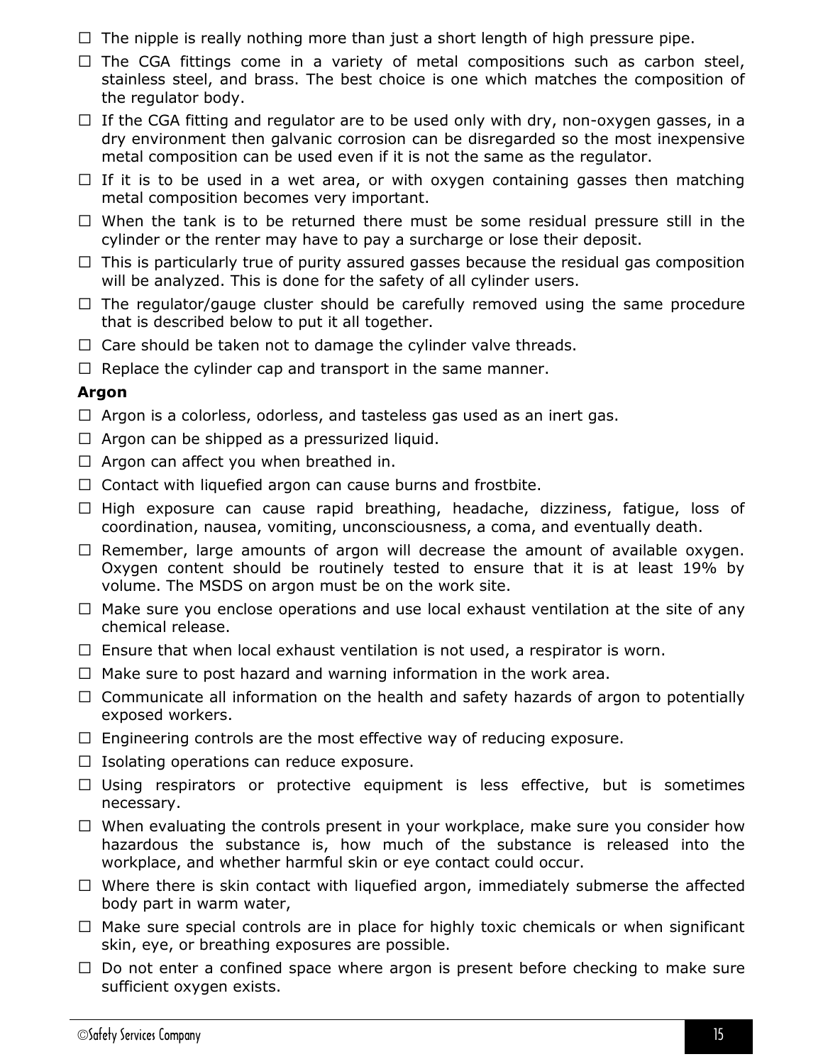- ☐ The nipple is really nothing more than just a short length of high pressure pipe.
- ☐ The CGA fittings come in a variety of metal compositions such as carbon steel, stainless steel, and brass. The best choice is one which matches the composition of the regulator body.
- ☐ If the CGA fitting and regulator are to be used only with dry, non-oxygen gasses, in a dry environment then galvanic corrosion can be disregarded so the most inexpensive metal composition can be used even if it is not the same as the regulator.
- ☐ If it is to be used in a wet area, or with oxygen containing gasses then matching metal composition becomes very important.
- ☐ When the tank is to be returned there must be some residual pressure still in the cylinder or the renter may have to pay a surcharge or lose their deposit.
- ☐ This is particularly true of purity assured gasses because the residual gas composition will be analyzed. This is done for the safety of all cylinder users.
- ☐ The regulator/gauge cluster should be carefully removed using the same procedure that is described below to put it all together.
- ☐ Care should be taken not to damage the cylinder valve threads.
- ☐ Replace the cylinder cap and transport in the same manner.

**Argon**

- ☐ Argon is a colorless, odorless, and tasteless gas used as an inert gas.
- ☐ Argon can be shipped as a pressurized liquid.
- ☐ Argon can affect you when breathed in.
- ☐ Contact with liquefied argon can cause burns and frostbite.
- ☐ High exposure can cause rapid breathing, headache, dizziness, fatigue, loss of coordination, nausea, vomiting, unconsciousness, a coma, and eventually death.
- ☐ Remember, large amounts of argon will decrease the amount of available oxygen. Oxygen content should be routinely tested to ensure that it is at least 19% by volume. The MSDS on argon must be on the work site.
- ☐ Make sure you enclose operations and use local exhaust ventilation at the site of any chemical release.
- ☐ Ensure that when local exhaust ventilation is not used, a respirator is worn.
- ☐ Make sure to post hazard and warning information in the work area.
- ☐ Communicate all information on the health and safety hazards of argon to potentially exposed workers.
- ☐ Engineering controls are the most effective way of reducing exposure.
- ☐ Isolating operations can reduce exposure.
- ☐ Using respirators or protective equipment is less effective, but is sometimes necessary.
- ☐ When evaluating the controls present in your workplace, make sure you consider how hazardous the substance is, how much of the substance is released into the workplace, and whether harmful skin or eye contact could occur.
- ☐ Where there is skin contact with liquefied argon, immediately submerse the affected body part in warm water,
- ☐ Make sure special controls are in place for highly toxic chemicals or when significant skin, eye, or breathing exposures are possible.
- ☐ Do not enter a confined space where argon is present before checking to make sure sufficient oxygen exists.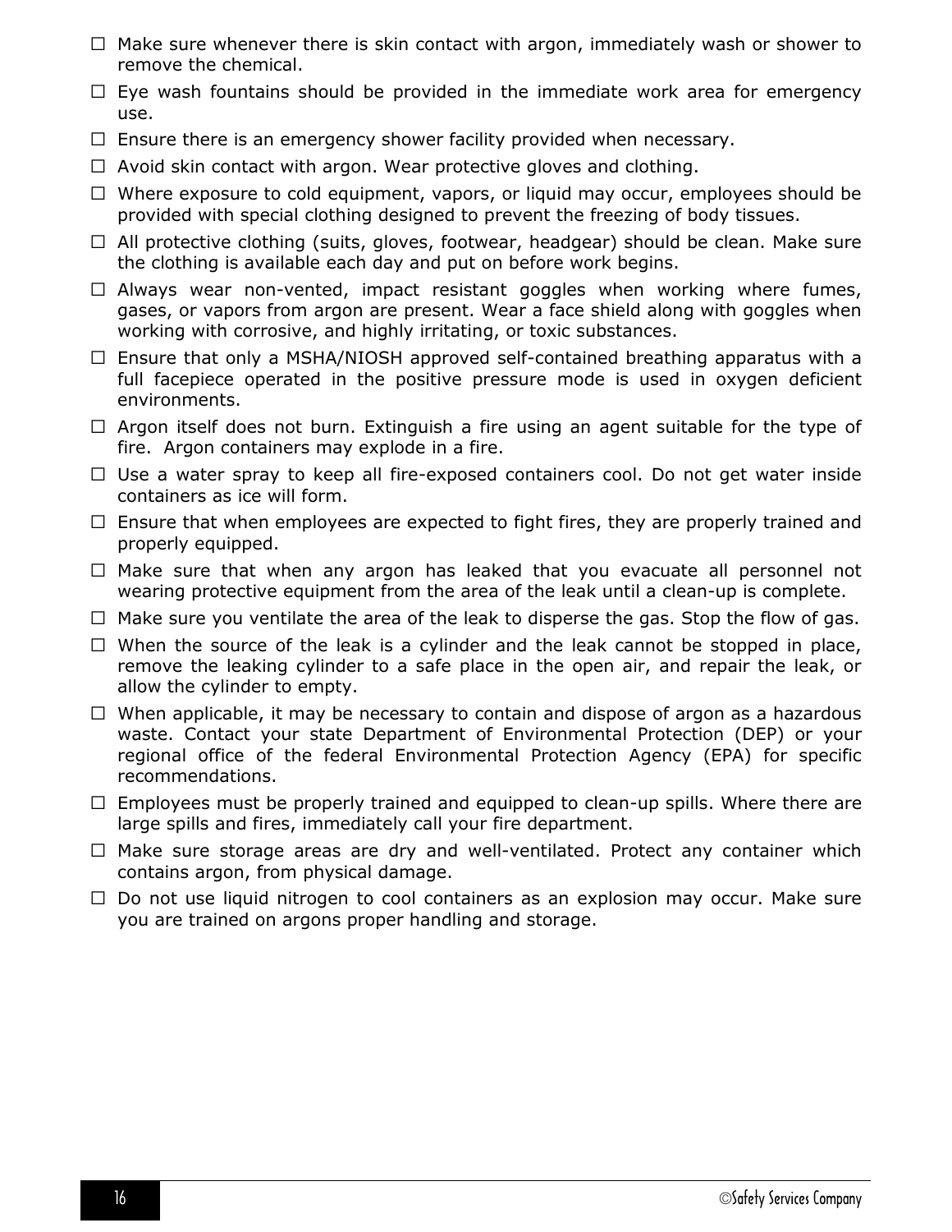- ☐ Make sure whenever there is skin contact with argon, immediately wash or shower to remove the chemical.
- ☐ Eye wash fountains should be provided in the immediate work area for emergency use.
- ☐ Ensure there is an emergency shower facility provided when necessary.
- ☐ Avoid skin contact with argon. Wear protective gloves and clothing.
- ☐ Where exposure to cold equipment, vapors, or liquid may occur, employees should be provided with special clothing designed to prevent the freezing of body tissues.
- ☐ All protective clothing (suits, gloves, footwear, headgear) should be clean. Make sure the clothing is available each day and put on before work begins.
- ☐ Always wear non-vented, impact resistant goggles when working where fumes, gases, or vapors from argon are present. Wear a face shield along with goggles when working with corrosive, and highly irritating, or toxic substances.
- ☐ Ensure that only a MSHA/NIOSH approved self-contained breathing apparatus with a full facepiece operated in the positive pressure mode is used in oxygen deficient environments.
- ☐ Argon itself does not burn. Extinguish a fire using an agent suitable for the type of fire. Argon containers may explode in a fire.
- ☐ Use a water spray to keep all fire-exposed containers cool. Do not get water inside containers as ice will form.
- ☐ Ensure that when employees are expected to fight fires, they are properly trained and properly equipped.
- ☐ Make sure that when any argon has leaked that you evacuate all personnel not wearing protective equipment from the area of the leak until a clean-up is complete.
- ☐ Make sure you ventilate the area of the leak to disperse the gas. Stop the flow of gas.
- ☐ When the source of the leak is a cylinder and the leak cannot be stopped in place, remove the leaking cylinder to a safe place in the open air, and repair the leak, or allow the cylinder to empty.
- ☐ When applicable, it may be necessary to contain and dispose of argon as a hazardous waste. Contact your state Department of Environmental Protection (DEP) or your regional office of the federal Environmental Protection Agency (EPA) for specific recommendations.
- ☐ Employees must be properly trained and equipped to clean-up spills. Where there are large spills and fires, immediately call your fire department.
- ☐ Make sure storage areas are dry and well-ventilated. Protect any container which contains argon, from physical damage.
- ☐ Do not use liquid nitrogen to cool containers as an explosion may occur. Make sure you are trained on argons proper handling and storage.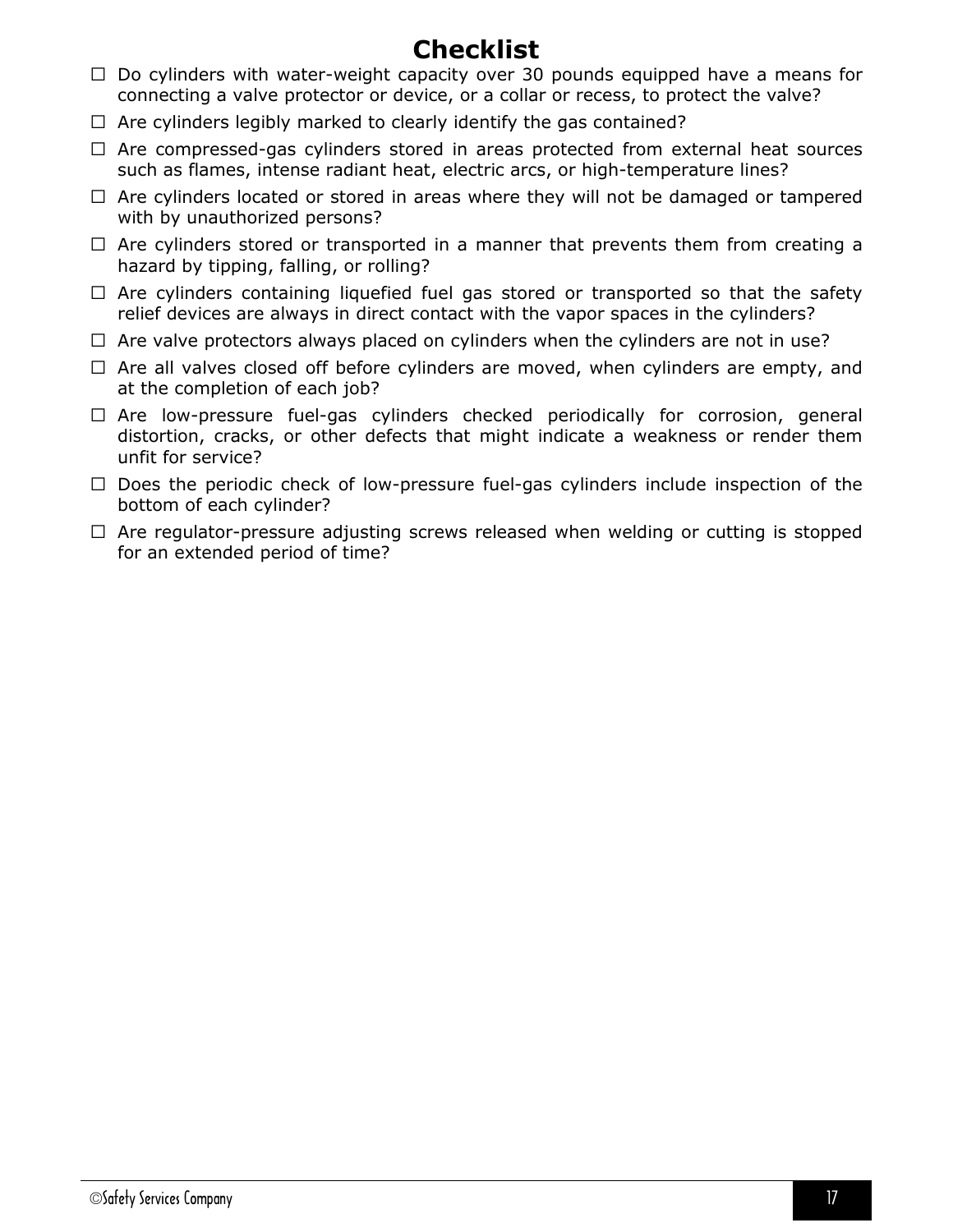# Checklist

- ☐ Do cylinders with water-weight capacity over 30 pounds equipped have a means for connecting a valve protector or device, or a collar or recess, to protect the valve?
- ☐ Are cylinders legibly marked to clearly identify the gas contained?
- ☐ Are compressed-gas cylinders stored in areas protected from external heat sources such as flames, intense radiant heat, electric arcs, or high-temperature lines?
- ☐ Are cylinders located or stored in areas where they will not be damaged or tampered with by unauthorized persons?
- ☐ Are cylinders stored or transported in a manner that prevents them from creating a hazard by tipping, falling, or rolling?
- ☐ Are cylinders containing liquefied fuel gas stored or transported so that the safety relief devices are always in direct contact with the vapor spaces in the cylinders?
- ☐ Are valve protectors always placed on cylinders when the cylinders are not in use?
- ☐ Are all valves closed off before cylinders are moved, when cylinders are empty, and at the completion of each job?
- ☐ Are low-pressure fuel-gas cylinders checked periodically for corrosion, general distortion, cracks, or other defects that might indicate a weakness or render them unfit for service?
- ☐ Does the periodic check of low-pressure fuel-gas cylinders include inspection of the bottom of each cylinder?
- ☐ Are regulator-pressure adjusting screws released when welding or cutting is stopped for an extended period of time?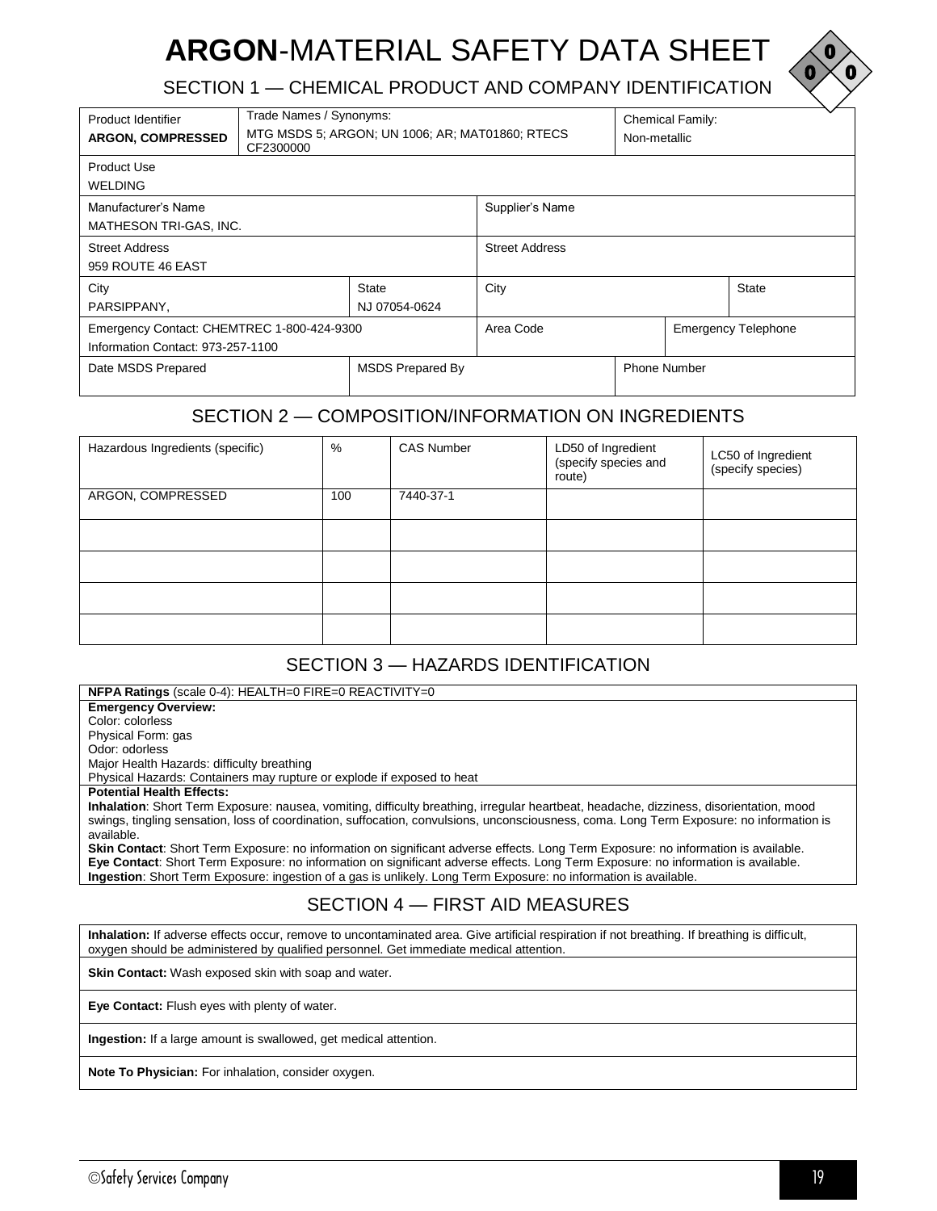# **ARGON**-MATERIAL SAFETY DATA SHEET

## SECTION 1 — CHEMICAL PRODUCT AND COMPANY IDENTIFICATION

| Product Identifier **ARGON, COMPRESSED** | Trade Names / Synonyms: MTG MSDS 5; ARGON; UN 1006; AR; MAT01860; RTECS CF2300000 | | | Chemical Family: Non-metallic | |
|---|---|---|---|---|---|
| Product Use WELDING | | | | | |
| Manufacturer's Name MATHESON TRI-GAS, INC. | | | Supplier's Name | | |
| Street Address 959 ROUTE 46 EAST | | | Street Address | | |
| City PARSIPPANY, | | State NJ 07054-0624 | City | | State |
| Emergency Contact: CHEMTREC 1-800-424-9300 Information Contact: 973-257-1100 | | | Area Code | | Emergency Telephone |
| Date MSDS Prepared | | MSDS Prepared By | | Phone Number | |

## SECTION 2 — COMPOSITION/INFORMATION ON INGREDIENTS

| Hazardous Ingredients (specific) | % | CAS Number | LD50 of Ingredient (specify species and route) | LC50 of Ingredient (specify species) |
|---|---|---|---|---|
| ARGON, COMPRESSED | 100 | 7440-37-1 | | |
| | | | | |
| | | | | |
| | | | | |
| | | | | |

## SECTION 3 — HAZARDS IDENTIFICATION

**NFPA Ratings** (scale 0-4): HEALTH=0 FIRE=0 REACTIVITY=0

**Emergency Overview:**
Color: colorless
Physical Form: gas
Odor: odorless
Major Health Hazards: difficulty breathing
Physical Hazards: Containers may rupture or explode if exposed to heat

**Potential Health Effects:**
**Inhalation**: Short Term Exposure: nausea, vomiting, difficulty breathing, irregular heartbeat, headache, dizziness, disorientation, mood swings, tingling sensation, loss of coordination, suffocation, convulsions, unconsciousness, coma. Long Term Exposure: no information is available.
**Skin Contact**: Short Term Exposure: no information on significant adverse effects. Long Term Exposure: no information is available.
**Eye Contact**: Short Term Exposure: no information on significant adverse effects. Long Term Exposure: no information is available.
**Ingestion**: Short Term Exposure: ingestion of a gas is unlikely. Long Term Exposure: no information is available.

## SECTION 4 — FIRST AID MEASURES

**Inhalation:** If adverse effects occur, remove to uncontaminated area. Give artificial respiration if not breathing. If breathing is difficult, oxygen should be administered by qualified personnel. Get immediate medical attention.

**Skin Contact:** Wash exposed skin with soap and water.

**Eye Contact:** Flush eyes with plenty of water.

**Ingestion:** If a large amount is swallowed, get medical attention.

**Note To Physician:** For inhalation, consider oxygen.

©Safety Services Company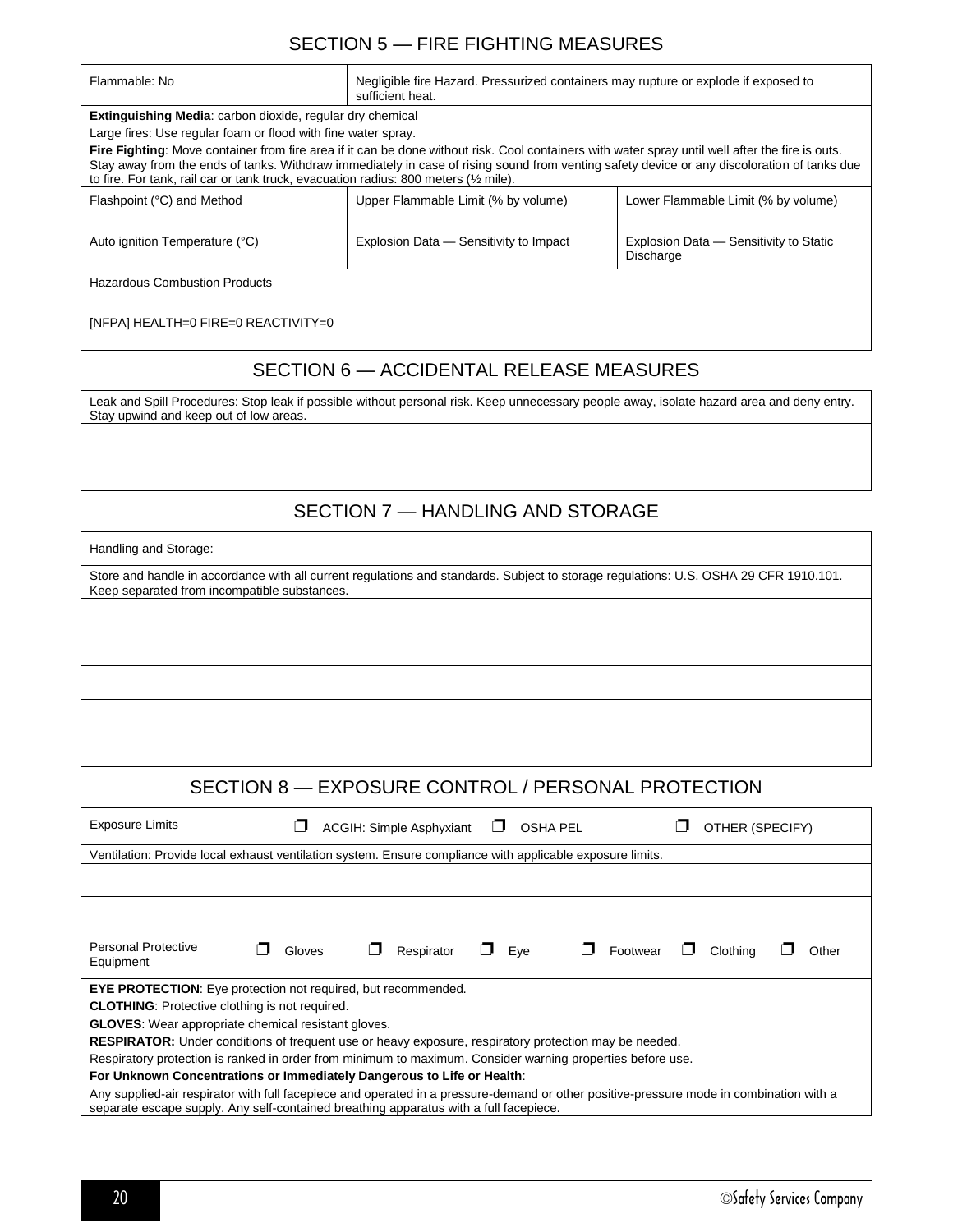## SECTION 5 — FIRE FIGHTING MEASURES

| Flammable: No | Negligible fire Hazard. Pressurized containers may rupture or explode if exposed to sufficient heat. | |
|---|---|---|
| **Extinguishing Media**: carbon dioxide, regular dry chemical<br>Large fires: Use regular foam or flood with fine water spray.<br>**Fire Fighting**: Move container from fire area if it can be done without risk. Cool containers with water spray until well after the fire is outs. Stay away from the ends of tanks. Withdraw immediately in case of rising sound from venting safety device or any discoloration of tanks due to fire. For tank, rail car or tank truck, evacuation radius: 800 meters (½ mile). | | |
| Flashpoint (°C) and Method | Upper Flammable Limit (% by volume) | Lower Flammable Limit (% by volume) |
| Auto ignition Temperature (°C) | Explosion Data — Sensitivity to Impact | Explosion Data — Sensitivity to Static Discharge |
| Hazardous Combustion Products | | |
| [NFPA] HEALTH=0 FIRE=0 REACTIVITY=0 | | |

## SECTION 6 — ACCIDENTAL RELEASE MEASURES

| Leak and Spill Procedures: Stop leak if possible without personal risk. Keep unnecessary people away, isolate hazard area and deny entry. Stay upwind and keep out of low areas. |
|---|
| |
| |

## SECTION 7 — HANDLING AND STORAGE

| Handling and Storage: |
|---|
| Store and handle in accordance with all current regulations and standards. Subject to storage regulations: U.S. OSHA 29 CFR 1910.101. Keep separated from incompatible substances. |
| |
| |
| |
| |
| |

## SECTION 8 — EXPOSURE CONTROL / PERSONAL PROTECTION

| Exposure Limits | ❒ ACGIH: Simple Asphyxiant | ❒ OSHA PEL | ❒ OTHER (SPECIFY) |
|---|---|---|---|
| Ventilation: Provide local exhaust ventilation system. Ensure compliance with applicable exposure limits. | | | |
| | | | |
| | | | |

| Personal Protective Equipment | ❒ Gloves | ❒ Respirator | ❒ Eye | ❒ Footwear | ❒ Clothing | ❒ Other |
|---|---|---|---|---|---|---|

**EYE PROTECTION**: Eye protection not required, but recommended.

**CLOTHING**: Protective clothing is not required.

**GLOVES**: Wear appropriate chemical resistant gloves.

**RESPIRATOR:** Under conditions of frequent use or heavy exposure, respiratory protection may be needed.

Respiratory protection is ranked in order from minimum to maximum. Consider warning properties before use.

**For Unknown Concentrations or Immediately Dangerous to Life or Health**:

Any supplied-air respirator with full facepiece and operated in a pressure-demand or other positive-pressure mode in combination with a separate escape supply. Any self-contained breathing apparatus with a full facepiece.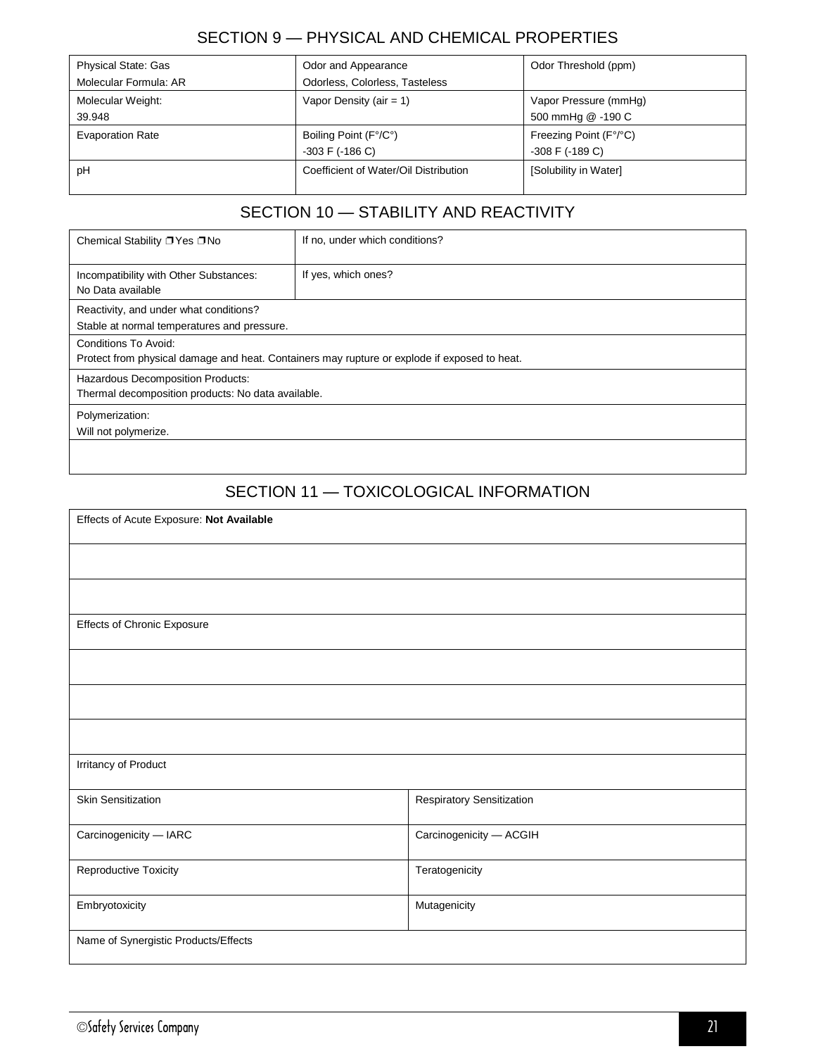## SECTION 9 — PHYSICAL AND CHEMICAL PROPERTIES

| | | |
|---|---|---|
| Physical State: Gas<br>Molecular Formula: AR | Odor and Appearance<br>Odorless, Colorless, Tasteless | Odor Threshold (ppm) |
| Molecular Weight:<br>39.948 | Vapor Density (air = 1) | Vapor Pressure (mmHg)<br>500 mmHg @ -190 C |
| Evaporation Rate | Boiling Point (F°/C°)<br>-303 F (-186 C) | Freezing Point (F°/°C)<br>-308 F (-189 C) |
| pH | Coefficient of Water/Oil Distribution | [Solubility in Water] |

## SECTION 10 — STABILITY AND REACTIVITY

| | |
|---|---|
| Chemical Stability ❒ Yes ❒ No | If no, under which conditions? |
| Incompatibility with Other Substances:<br>No Data available | If yes, which ones? |
| Reactivity, and under what conditions?<br>Stable at normal temperatures and pressure. | |
| Conditions To Avoid:<br>Protect from physical damage and heat. Containers may rupture or explode if exposed to heat. | |
| Hazardous Decomposition Products:<br>Thermal decomposition products: No data available. | |
| Polymerization:<br>Will not polymerize. | |
| | |

## SECTION 11 — TOXICOLOGICAL INFORMATION

| | |
|---|---|
| Effects of Acute Exposure: **Not Available** | |
| | |
| | |
| Effects of Chronic Exposure | |
| | |
| | |
| | |
| Irritancy of Product | |
| Skin Sensitization | Respiratory Sensitization |
| Carcinogenicity — IARC | Carcinogenicity — ACGIH |
| Reproductive Toxicity | Teratogenicity |
| Embryotoxicity | Mutagenicity |
| Name of Synergistic Products/Effects | |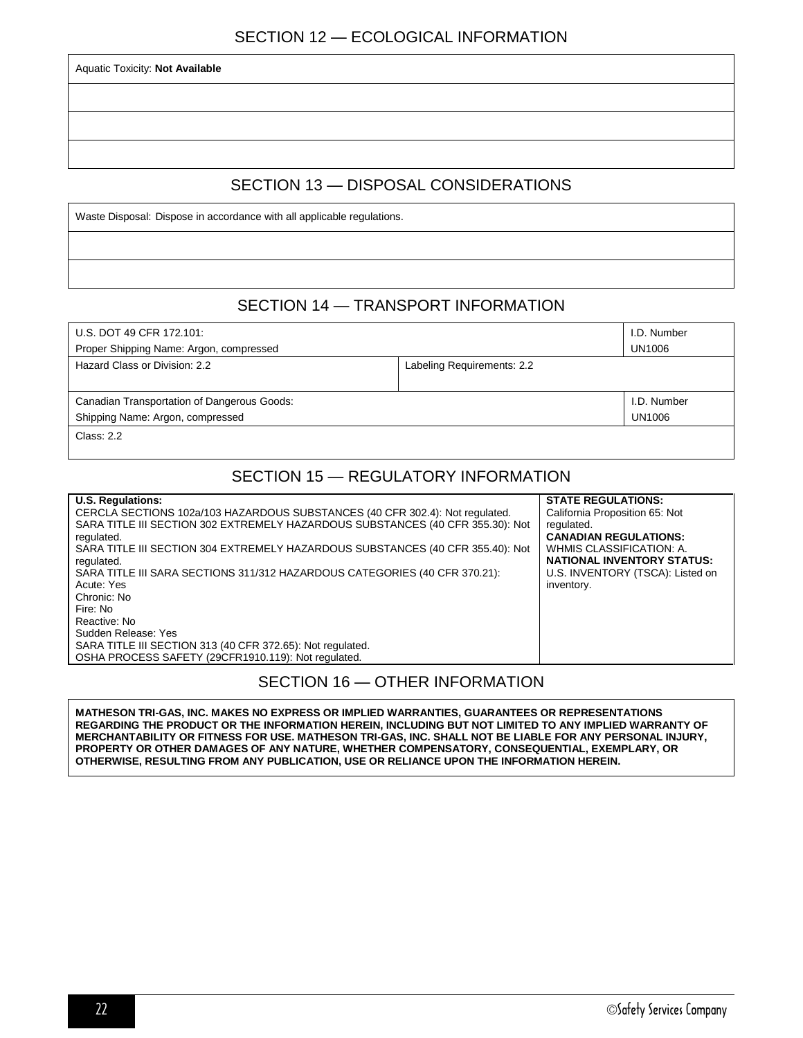## SECTION 12 — ECOLOGICAL INFORMATION

Aquatic Toxicity: **Not Available**

## SECTION 13 — DISPOSAL CONSIDERATIONS

Waste Disposal: Dispose in accordance with all applicable regulations.

## SECTION 14 — TRANSPORT INFORMATION

| U.S. DOT 49 CFR 172.101:<br>Proper Shipping Name: Argon, compressed | | I.D. Number<br>UN1006 |
|---|---|---|
| Hazard Class or Division: 2.2 | Labeling Requirements: 2.2 | |

| Canadian Transportation of Dangerous Goods:<br>Shipping Name: Argon, compressed | I.D. Number<br>UN1006 |
|---|---|
| Class: 2.2 | |

## SECTION 15 — REGULATORY INFORMATION

**U.S. Regulations:**
CERCLA SECTIONS 102a/103 HAZARDOUS SUBSTANCES (40 CFR 302.4): Not regulated.
SARA TITLE III SECTION 302 EXTREMELY HAZARDOUS SUBSTANCES (40 CFR 355.30): Not regulated.
SARA TITLE III SECTION 304 EXTREMELY HAZARDOUS SUBSTANCES (40 CFR 355.40): Not regulated.
SARA TITLE III SARA SECTIONS 311/312 HAZARDOUS CATEGORIES (40 CFR 370.21):
Acute: Yes
Chronic: No
Fire: No
Reactive: No
Sudden Release: Yes
SARA TITLE III SECTION 313 (40 CFR 372.65): Not regulated.
OSHA PROCESS SAFETY (29CFR1910.119): Not regulated.

**STATE REGULATIONS:**
California Proposition 65: Not regulated.
**CANADIAN REGULATIONS:**
WHMIS CLASSIFICATION: A.
**NATIONAL INVENTORY STATUS:**
U.S. INVENTORY (TSCA): Listed on inventory.

## SECTION 16 — OTHER INFORMATION

**MATHESON TRI-GAS, INC. MAKES NO EXPRESS OR IMPLIED WARRANTIES, GUARANTEES OR REPRESENTATIONS REGARDING THE PRODUCT OR THE INFORMATION HEREIN, INCLUDING BUT NOT LIMITED TO ANY IMPLIED WARRANTY OF MERCHANTABILITY OR FITNESS FOR USE. MATHESON TRI-GAS, INC. SHALL NOT BE LIABLE FOR ANY PERSONAL INJURY, PROPERTY OR OTHER DAMAGES OF ANY NATURE, WHETHER COMPENSATORY, CONSEQUENTIAL, EXEMPLARY, OR OTHERWISE, RESULTING FROM ANY PUBLICATION, USE OR RELIANCE UPON THE INFORMATION HEREIN.**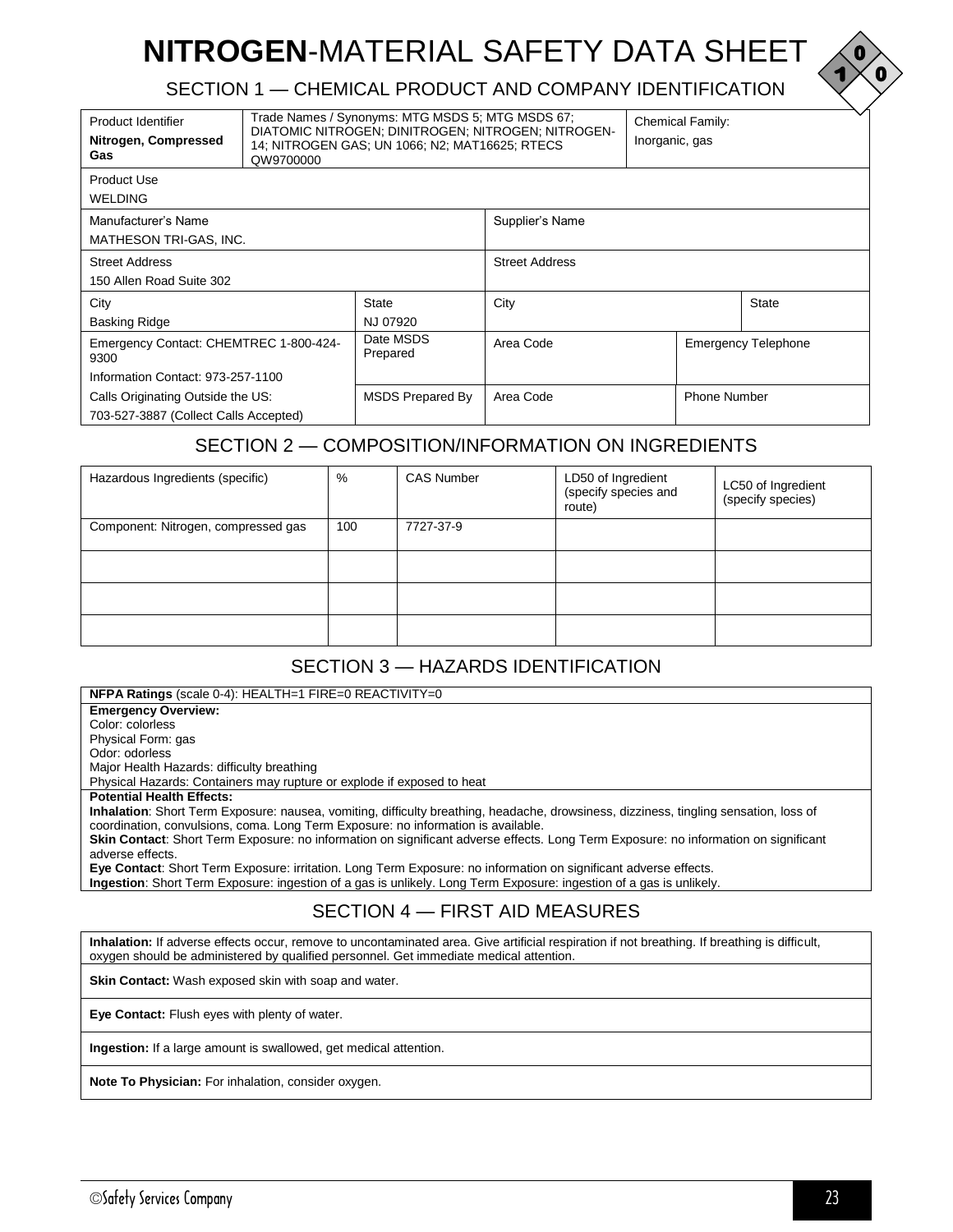# **NITROGEN**-MATERIAL SAFETY DATA SHEET

## SECTION 1 — CHEMICAL PRODUCT AND COMPANY IDENTIFICATION

| Product Identifier<br>**Nitrogen, Compressed Gas** | Trade Names / Synonyms: MTG MSDS 5; MTG MSDS 67; DIATOMIC NITROGEN; DINITROGEN; NITROGEN; NITROGEN-14; NITROGEN GAS; UN 1066; N2; MAT16625; RTECS QW9700000 | Chemical Family:<br>Inorganic, gas |
|---|---|---|

| Product Use |
|---|
| WELDING |

| Manufacturer's Name<br>MATHESON TRI-GAS, INC. | Supplier's Name |
|---|---|
| Street Address<br>150 Allen Road Suite 302 | Street Address |

| City<br>Basking Ridge | State<br>NJ 07920 | City | State |
|---|---|---|---|
| Emergency Contact: CHEMTREC 1-800-424-9300<br>Information Contact: 973-257-1100 | Date MSDS Prepared | Area Code | Emergency Telephone |
| Calls Originating Outside the US:<br>703-527-3887 (Collect Calls Accepted) | MSDS Prepared By | Area Code | Phone Number |

## SECTION 2 — COMPOSITION/INFORMATION ON INGREDIENTS

| Hazardous Ingredients (specific) | % | CAS Number | LD50 of Ingredient (specify species and route) | LC50 of Ingredient (specify species) |
|---|---|---|---|---|
| Component: Nitrogen, compressed gas | 100 | 7727-37-9 | | |
| | | | | |
| | | | | |
| | | | | |

## SECTION 3 — HAZARDS IDENTIFICATION

**NFPA Ratings** (scale 0-4): HEALTH=1 FIRE=0 REACTIVITY=0

**Emergency Overview:**
Color: colorless
Physical Form: gas
Odor: odorless
Major Health Hazards: difficulty breathing
Physical Hazards: Containers may rupture or explode if exposed to heat

**Potential Health Effects:**
**Inhalation**: Short Term Exposure: nausea, vomiting, difficulty breathing, headache, drowsiness, dizziness, tingling sensation, loss of coordination, convulsions, coma. Long Term Exposure: no information is available.
**Skin Contact**: Short Term Exposure: no information on significant adverse effects. Long Term Exposure: no information on significant adverse effects.
**Eye Contact**: Short Term Exposure: irritation. Long Term Exposure: no information on significant adverse effects.
**Ingestion**: Short Term Exposure: ingestion of a gas is unlikely. Long Term Exposure: ingestion of a gas is unlikely.

## SECTION 4 — FIRST AID MEASURES

**Inhalation:** If adverse effects occur, remove to uncontaminated area. Give artificial respiration if not breathing. If breathing is difficult, oxygen should be administered by qualified personnel. Get immediate medical attention.

**Skin Contact:** Wash exposed skin with soap and water.

**Eye Contact:** Flush eyes with plenty of water.

**Ingestion:** If a large amount is swallowed, get medical attention.

**Note To Physician:** For inhalation, consider oxygen.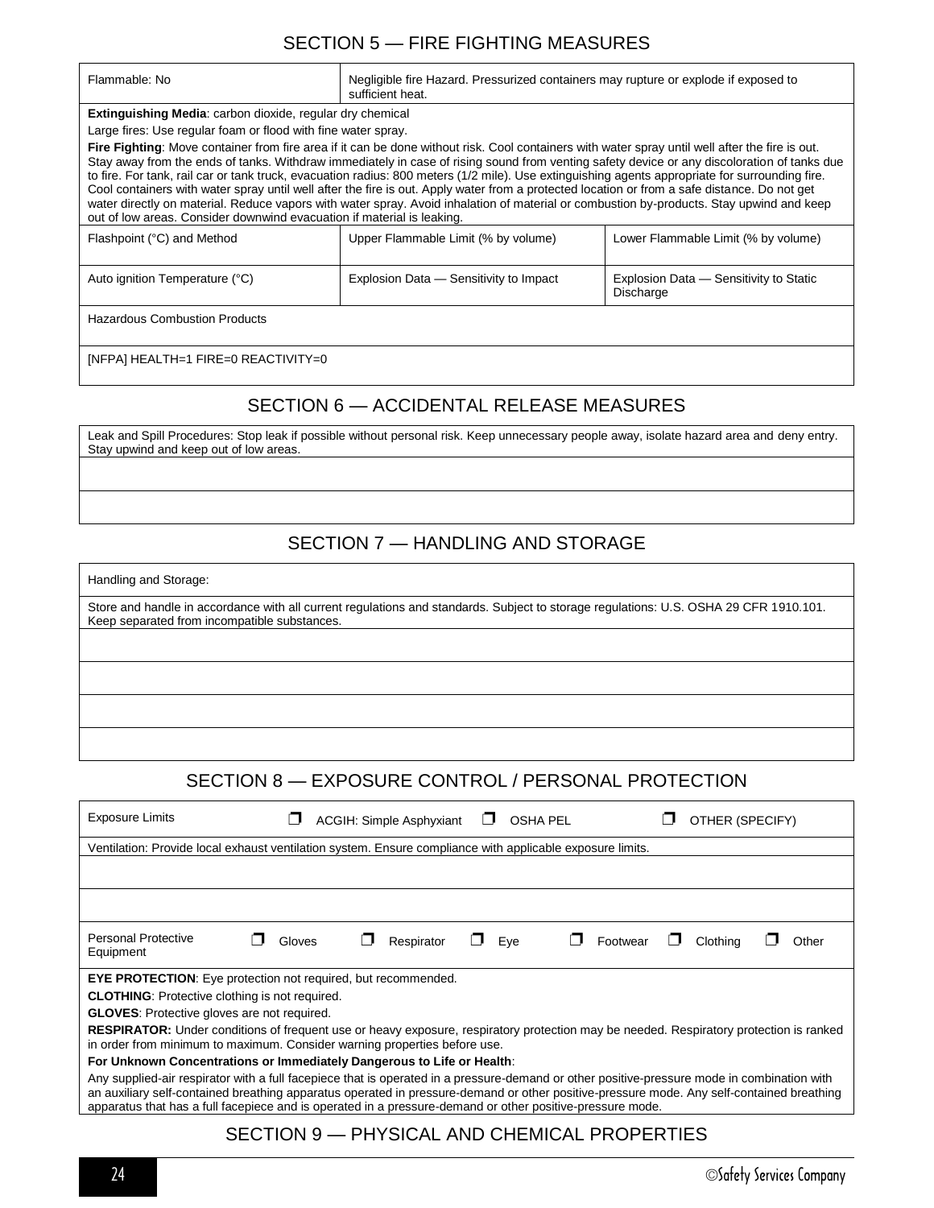## SECTION 5 — FIRE FIGHTING MEASURES

| Flammable: No | Negligible fire Hazard. Pressurized containers may rupture or explode if exposed to sufficient heat. |
|---|---|

**Extinguishing Media**: carbon dioxide, regular dry chemical

Large fires: Use regular foam or flood with fine water spray.

**Fire Fighting**: Move container from fire area if it can be done without risk. Cool containers with water spray until well after the fire is out. Stay away from the ends of tanks. Withdraw immediately in case of rising sound from venting safety device or any discoloration of tanks due to fire. For tank, rail car or tank truck, evacuation radius: 800 meters (1/2 mile). Use extinguishing agents appropriate for surrounding fire. Cool containers with water spray until well after the fire is out. Apply water from a protected location or from a safe distance. Do not get water directly on material. Reduce vapors with water spray. Avoid inhalation of material or combustion by-products. Stay upwind and keep out of low areas. Consider downwind evacuation if material is leaking.

| Flashpoint (°C) and Method | Upper Flammable Limit (% by volume) | Lower Flammable Limit (% by volume) |
|---|---|---|
| Auto ignition Temperature (°C) | Explosion Data — Sensitivity to Impact | Explosion Data — Sensitivity to Static Discharge |

Hazardous Combustion Products

[NFPA] HEALTH=1 FIRE=0 REACTIVITY=0

## SECTION 6 — ACCIDENTAL RELEASE MEASURES

Leak and Spill Procedures: Stop leak if possible without personal risk. Keep unnecessary people away, isolate hazard area and deny entry. Stay upwind and keep out of low areas.

## SECTION 7 — HANDLING AND STORAGE

Handling and Storage:

Store and handle in accordance with all current regulations and standards. Subject to storage regulations: U.S. OSHA 29 CFR 1910.101. Keep separated from incompatible substances.

## SECTION 8 — EXPOSURE CONTROL / PERSONAL PROTECTION

| Exposure Limits | ❐ ACGIH: Simple Asphyxiant | ❐ OSHA PEL | ❐ OTHER (SPECIFY) |
|---|---|---|---|

Ventilation: Provide local exhaust ventilation system. Ensure compliance with applicable exposure limits.

| Personal Protective Equipment | ❐ Gloves | ❐ Respirator | ❐ Eye | ❐ Footwear | ❐ Clothing | ❐ Other |
|---|---|---|---|---|---|---|

**EYE PROTECTION**: Eye protection not required, but recommended.

**CLOTHING**: Protective clothing is not required.

**GLOVES**: Protective gloves are not required.

**RESPIRATOR:** Under conditions of frequent use or heavy exposure, respiratory protection may be needed. Respiratory protection is ranked in order from minimum to maximum. Consider warning properties before use.

**For Unknown Concentrations or Immediately Dangerous to Life or Health**:

Any supplied-air respirator with a full facepiece that is operated in a pressure-demand or other positive-pressure mode in combination with an auxiliary self-contained breathing apparatus operated in pressure-demand or other positive-pressure mode. Any self-contained breathing apparatus that has a full facepiece and is operated in a pressure-demand or other positive-pressure mode.

## SECTION 9 — PHYSICAL AND CHEMICAL PROPERTIES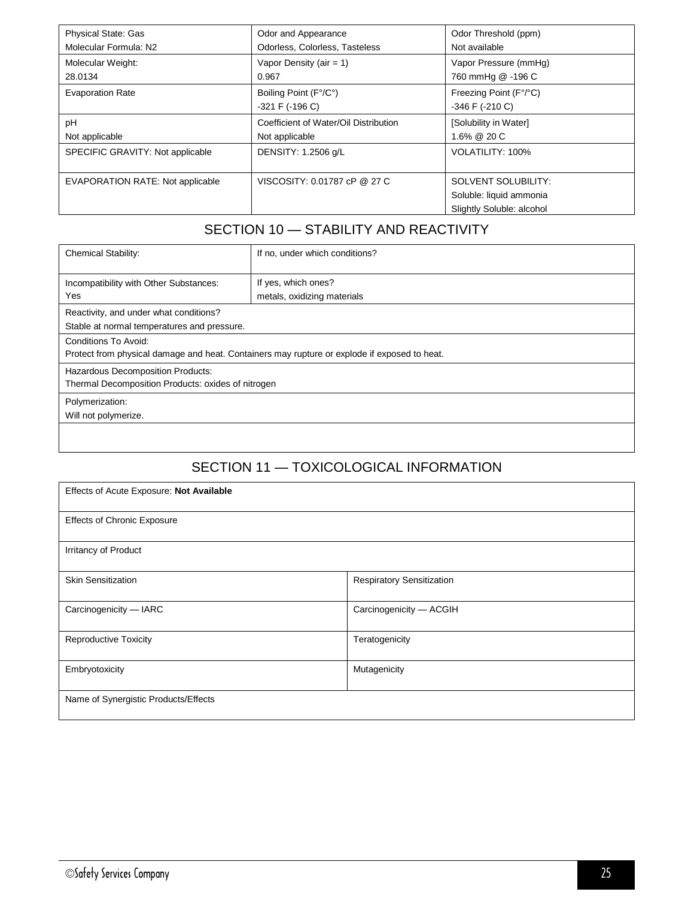| Physical State: Gas<br>Molecular Formula: $N_2$ | Odor and Appearance<br>Odorless, Colorless, Tasteless | Odor Threshold (ppm)<br>Not available |
|---|---|---|
| Molecular Weight:<br>28.0134 | Vapor Density (air = 1)<br>0.967 | Vapor Pressure (mmHg)<br>760 mmHg @ -196 C |
| Evaporation Rate | Boiling Point (F°/C°)<br>-321 F (-196 C) | Freezing Point (F°/°C)<br>-346 F (-210 C) |
| pH<br>Not applicable | Coefficient of Water/Oil Distribution<br>Not applicable | [Solubility in Water]<br>1.6% @ 20 C |
| SPECIFIC GRAVITY: Not applicable | DENSITY: 1.2506 g/L | VOLATILITY: 100% |
| EVAPORATION RATE: Not applicable | VISCOSITY: 0.01787 cP @ 27 C | SOLVENT SOLUBILITY:<br>Soluble: liquid ammonia<br>Slightly Soluble: alcohol |

## SECTION 10 — STABILITY AND REACTIVITY

| Chemical Stability: | If no, under which conditions? |
|---|---|
| Incompatibility with Other Substances:<br>Yes | If yes, which ones?<br>metals, oxidizing materials |
| Reactivity, and under what conditions?<br>Stable at normal temperatures and pressure. | |
| Conditions To Avoid:<br>Protect from physical damage and heat. Containers may rupture or explode if exposed to heat. | |
| Hazardous Decomposition Products:<br>Thermal Decomposition Products: oxides of nitrogen | |
| Polymerization:<br>Will not polymerize. | |
| | |

## SECTION 11 — TOXICOLOGICAL INFORMATION

| Effects of Acute Exposure: **Not Available** | |
|---|---|
| Effects of Chronic Exposure | |
| Irritancy of Product | |
| Skin Sensitization | Respiratory Sensitization |
| Carcinogenicity — IARC | Carcinogenicity — ACGIH |
| Reproductive Toxicity | Teratogenicity |
| Embryotoxicity | Mutagenicity |
| Name of Synergistic Products/Effects | |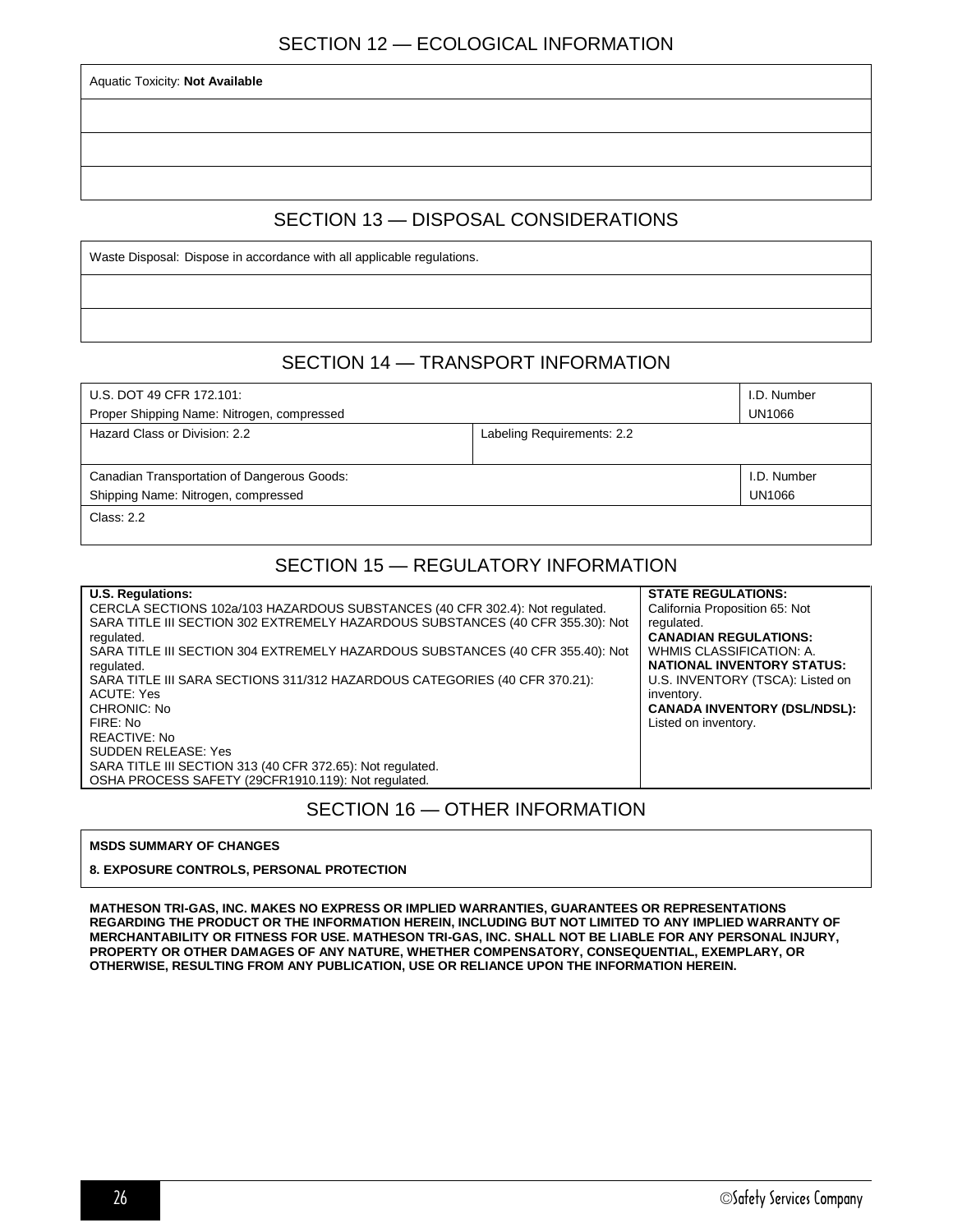## SECTION 12 — ECOLOGICAL INFORMATION

Aquatic Toxicity: **Not Available**

## SECTION 13 — DISPOSAL CONSIDERATIONS

Waste Disposal: Dispose in accordance with all applicable regulations.

## SECTION 14 — TRANSPORT INFORMATION

| | | |
|---|---|---|
| U.S. DOT 49 CFR 172.101:<br>Proper Shipping Name: Nitrogen, compressed | | I.D. Number<br>UN1066 |
| Hazard Class or Division: 2.2 | Labeling Requirements: 2.2 | |
| Canadian Transportation of Dangerous Goods:<br>Shipping Name: Nitrogen, compressed | | I.D. Number<br>UN1066 |
| Class: 2.2 | | |

## SECTION 15 — REGULATORY INFORMATION

**U.S. Regulations:**
CERCLA SECTIONS 102a/103 HAZARDOUS SUBSTANCES (40 CFR 302.4): Not regulated.
SARA TITLE III SECTION 302 EXTREMELY HAZARDOUS SUBSTANCES (40 CFR 355.30): Not regulated.
SARA TITLE III SECTION 304 EXTREMELY HAZARDOUS SUBSTANCES (40 CFR 355.40): Not regulated.
SARA TITLE III SARA SECTIONS 311/312 HAZARDOUS CATEGORIES (40 CFR 370.21):
ACUTE: Yes
CHRONIC: No
FIRE: No
REACTIVE: No
SUDDEN RELEASE: Yes
SARA TITLE III SECTION 313 (40 CFR 372.65): Not regulated.
OSHA PROCESS SAFETY (29CFR1910.119): Not regulated.

**STATE REGULATIONS:**
California Proposition 65: Not regulated.
**CANADIAN REGULATIONS:**
WHMIS CLASSIFICATION: A.
**NATIONAL INVENTORY STATUS:**
U.S. INVENTORY (TSCA): Listed on inventory.
**CANADA INVENTORY (DSL/NDSL):**
Listed on inventory.

## SECTION 16 — OTHER INFORMATION

**MSDS SUMMARY OF CHANGES**

**8. EXPOSURE CONTROLS, PERSONAL PROTECTION**

**MATHESON TRI-GAS, INC. MAKES NO EXPRESS OR IMPLIED WARRANTIES, GUARANTEES OR REPRESENTATIONS REGARDING THE PRODUCT OR THE INFORMATION HEREIN, INCLUDING BUT NOT LIMITED TO ANY IMPLIED WARRANTY OF MERCHANTABILITY OR FITNESS FOR USE. MATHESON TRI-GAS, INC. SHALL NOT BE LIABLE FOR ANY PERSONAL INJURY, PROPERTY OR OTHER DAMAGES OF ANY NATURE, WHETHER COMPENSATORY, CONSEQUENTIAL, EXEMPLARY, OR OTHERWISE, RESULTING FROM ANY PUBLICATION, USE OR RELIANCE UPON THE INFORMATION HEREIN.**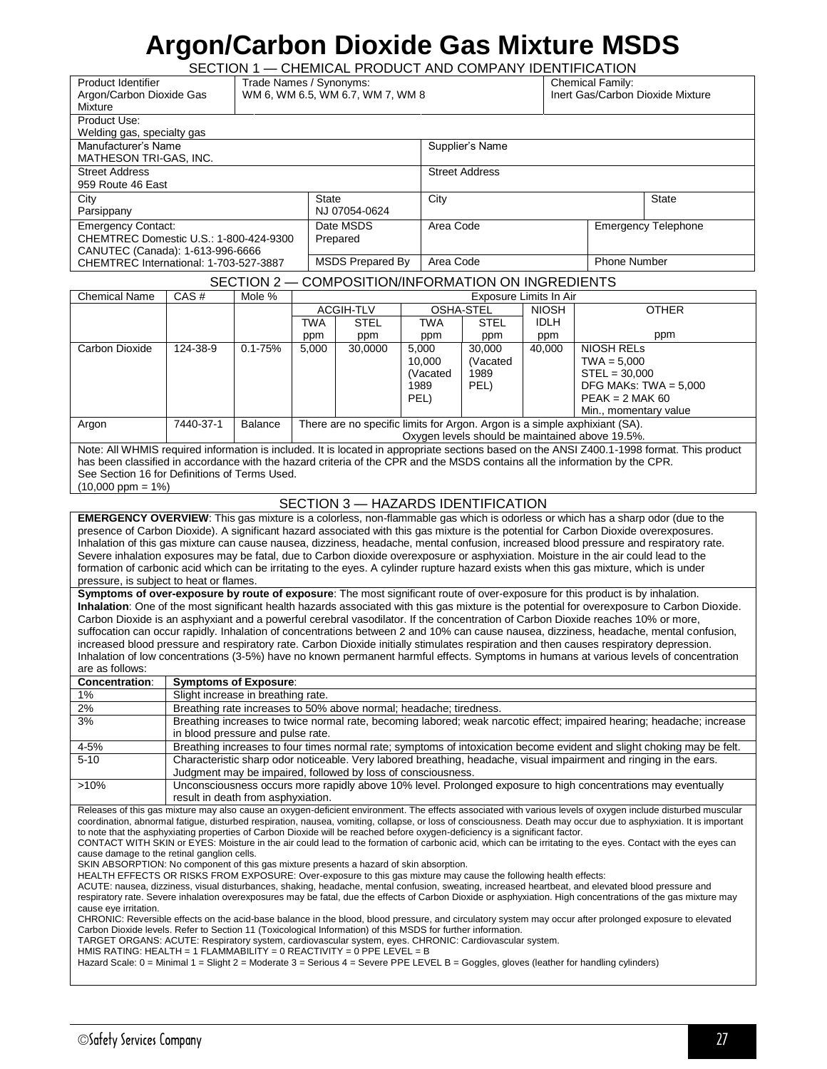# Argon/Carbon Dioxide Gas Mixture MSDS

## SECTION 1 — CHEMICAL PRODUCT AND COMPANY IDENTIFICATION

| Product Identifier<br>Argon/Carbon Dioxide Gas Mixture | Trade Names / Synonyms:<br>WM 6, WM 6.5, WM 6.7, WM 7, WM 8 | | Chemical Family:<br>Inert Gas/Carbon Dioxide Mixture |
|---|---|---|---|
| Product Use:<br>Welding gas, specialty gas | | | |
| Manufacturer's Name<br>MATHESON TRI-GAS, INC. | | Supplier's Name | |
| Street Address<br>959 Route 46 East | | Street Address | |
| City<br>Parsippany | State<br>NJ 07054-0624 | City | State |
| Emergency Contact:<br>CHEMTREC Domestic U.S.: 1-800-424-9300<br>CANUTEC (Canada): 1-613-996-6666<br>CHEMTREC International: 1-703-527-3887 | Date MSDS Prepared | Area Code | Emergency Telephone |
| | MSDS Prepared By | Area Code | Phone Number |

## SECTION 2 — COMPOSITION/INFORMATION ON INGREDIENTS

| Chemical Name | CAS # | Mole % | Exposure Limits In Air | | | | | |
|---|---|---|---|---|---|---|---|---|
| | | | ACGIH-TLV | | OSHA-STEL | | NIOSH | OTHER |
| | | | TWA ppm | STEL ppm | TWA ppm | STEL ppm | IDLH ppm | ppm |
| Carbon Dioxide | 124-38-9 | 0.1-75% | 5,000 | 30,0000 | 5,000<br>10,000 (Vacated 1989 PEL) | 30,000 (Vacated 1989 PEL) | 40,000 | NIOSH RELs<br>TWA = 5,000<br>STEL = 30,000<br>DFG MAKs: TWA = 5,000<br>PEAK = 2 MAK 60 Min., momentary value |
| Argon | 7440-37-1 | Balance | There are no specific limits for Argon. Argon is a simple axphixiant (SA). Oxygen levels should be maintained above 19.5%. | | | | | |

Note: All WHMIS required information is included. It is located in appropriate sections based on the ANSI Z400.1-1998 format. This product has been classified in accordance with the hazard criteria of the CPR and the MSDS contains all the information by the CPR.
See Section 16 for Definitions of Terms Used.
(10,000 ppm = 1%)

## SECTION 3 — HAZARDS IDENTIFICATION

**EMERGENCY OVERVIEW**: This gas mixture is a colorless, non-flammable gas which is odorless or which has a sharp odor (due to the presence of Carbon Dioxide). A significant hazard associated with this gas mixture is the potential for Carbon Dioxide overexposures. Inhalation of this gas mixture can cause nausea, dizziness, headache, mental confusion, increased blood pressure and respiratory rate. Severe inhalation exposures may be fatal, due to Carbon dioxide overexposure or asphyxiation. Moisture in the air could lead to the formation of carbonic acid which can be irritating to the eyes. A cylinder rupture hazard exists when this gas mixture, which is under pressure, is subject to heat or flames.

**Symptoms of over-exposure by route of exposure**: The most significant route of over-exposure for this product is by inhalation.
**Inhalation**: One of the most significant health hazards associated with this gas mixture is the potential for overexposure to Carbon Dioxide. Carbon Dioxide is an asphyxiant and a powerful cerebral vasodilator. If the concentration of Carbon Dioxide reaches 10% or more, suffocation can occur rapidly. Inhalation of concentrations between 2 and 10% can cause nausea, dizziness, headache, mental confusion, increased blood pressure and respiratory rate. Carbon Dioxide initially stimulates respiration and then causes respiratory depression. Inhalation of low concentrations (3-5%) have no known permanent harmful effects. Symptoms in humans at various levels of concentration are as follows:

| **Concentration**: | **Symptoms of Exposure**: |
|---|---|
| 1% | Slight increase in breathing rate. |
| 2% | Breathing rate increases to 50% above normal; headache; tiredness. |
| 3% | Breathing increases to twice normal rate, becoming labored; weak narcotic effect; impaired hearing; headache; increase in blood pressure and pulse rate. |
| 4-5% | Breathing increases to four times normal rate; symptoms of intoxication become evident and slight choking may be felt. |
| 5-10 | Characteristic sharp odor noticeable. Very labored breathing, headache, visual impairment and ringing in the ears. Judgment may be impaired, followed by loss of consciousness. |
| >10% | Unconsciousness occurs more rapidly above 10% level. Prolonged exposure to high concentrations may eventually result in death from asphyxiation. |

Releases of this gas mixture may also cause an oxygen-deficient environment. The effects associated with various levels of oxygen include disturbed muscular coordination, abnormal fatigue, disturbed respiration, nausea, vomiting, collapse, or loss of consciousness. Death may occur due to asphyxiation. It is important to note that the asphyxiating properties of Carbon Dioxide will be reached before oxygen-deficiency is a significant factor.
CONTACT WITH SKIN or EYES: Moisture in the air could lead to the formation of carbonic acid, which can be irritating to the eyes. Contact with the eyes can cause damage to the retinal ganglion cells.
SKIN ABSORPTION: No component of this gas mixture presents a hazard of skin absorption.
HEALTH EFFECTS OR RISKS FROM EXPOSURE: Over-exposure to this gas mixture may cause the following health effects:
ACUTE: nausea, dizziness, visual disturbances, shaking, headache, mental confusion, sweating, increased heartbeat, and elevated blood pressure and respiratory rate. Severe inhalation overexposures may be fatal, due the effects of Carbon Dioxide or asphyxiation. High concentrations of the gas mixture may cause eye irritation.
CHRONIC: Reversible effects on the acid-base balance in the blood, blood pressure, and circulatory system may occur after prolonged exposure to elevated Carbon Dioxide levels. Refer to Section 11 (Toxicological Information) of this MSDS for further information.
TARGET ORGANS: ACUTE: Respiratory system, cardiovascular system, eyes. CHRONIC: Cardiovascular system.
HMIS RATING: HEALTH = 1 FLAMMABILITY = 0 REACTIVITY = 0 PPE LEVEL = B
Hazard Scale: 0 = Minimal 1 = Slight 2 = Moderate 3 = Serious 4 = Severe PPE LEVEL B = Goggles, gloves (leather for handling cylinders)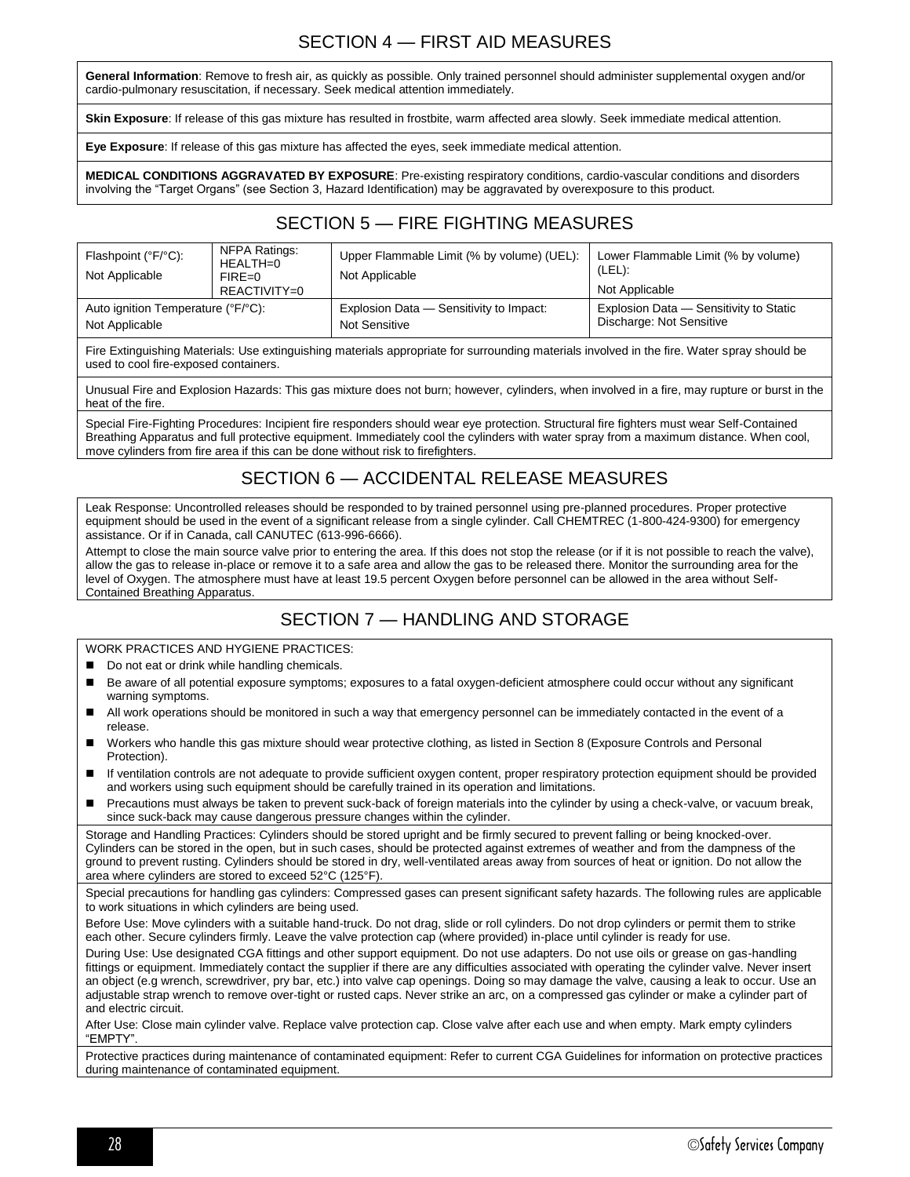## SECTION 4 — FIRST AID MEASURES

**General Information**: Remove to fresh air, as quickly as possible. Only trained personnel should administer supplemental oxygen and/or cardio-pulmonary resuscitation, if necessary. Seek medical attention immediately.

**Skin Exposure**: If release of this gas mixture has resulted in frostbite, warm affected area slowly. Seek immediate medical attention.

**Eye Exposure**: If release of this gas mixture has affected the eyes, seek immediate medical attention.

**MEDICAL CONDITIONS AGGRAVATED BY EXPOSURE**: Pre-existing respiratory conditions, cardio-vascular conditions and disorders involving the "Target Organs" (see Section 3, Hazard Identification) may be aggravated by overexposure to this product.

## SECTION 5 — FIRE FIGHTING MEASURES

| Flashpoint (°F/°C): Not Applicable | NFPA Ratings: HEALTH=0 FIRE=0 REACTIVITY=0 | Upper Flammable Limit (% by volume) (UEL): Not Applicable | Lower Flammable Limit (% by volume) (LEL): Not Applicable |
|---|---|---|---|
| Auto ignition Temperature (°F/°C): Not Applicable | | Explosion Data — Sensitivity to Impact: Not Sensitive | Explosion Data — Sensitivity to Static Discharge: Not Sensitive |

Fire Extinguishing Materials: Use extinguishing materials appropriate for surrounding materials involved in the fire. Water spray should be used to cool fire-exposed containers.

Unusual Fire and Explosion Hazards: This gas mixture does not burn; however, cylinders, when involved in a fire, may rupture or burst in the heat of the fire.

Special Fire-Fighting Procedures: Incipient fire responders should wear eye protection. Structural fire fighters must wear Self-Contained Breathing Apparatus and full protective equipment. Immediately cool the cylinders with water spray from a maximum distance. When cool, move cylinders from fire area if this can be done without risk to firefighters.

## SECTION 6 — ACCIDENTAL RELEASE MEASURES

Leak Response: Uncontrolled releases should be responded to by trained personnel using pre-planned procedures. Proper protective equipment should be used in the event of a significant release from a single cylinder. Call CHEMTREC (1-800-424-9300) for emergency assistance. Or if in Canada, call CANUTEC (613-996-6666).

Attempt to close the main source valve prior to entering the area. If this does not stop the release (or if it is not possible to reach the valve), allow the gas to release in-place or remove it to a safe area and allow the gas to be released there. Monitor the surrounding area for the level of Oxygen. The atmosphere must have at least 19.5 percent Oxygen before personnel can be allowed in the area without Self-Contained Breathing Apparatus.

## SECTION 7 — HANDLING AND STORAGE

WORK PRACTICES AND HYGIENE PRACTICES:

- Do not eat or drink while handling chemicals.
- Be aware of all potential exposure symptoms; exposures to a fatal oxygen-deficient atmosphere could occur without any significant warning symptoms.
- All work operations should be monitored in such a way that emergency personnel can be immediately contacted in the event of a release.
- Workers who handle this gas mixture should wear protective clothing, as listed in Section 8 (Exposure Controls and Personal Protection).
- If ventilation controls are not adequate to provide sufficient oxygen content, proper respiratory protection equipment should be provided and workers using such equipment should be carefully trained in its operation and limitations.
- Precautions must always be taken to prevent suck-back of foreign materials into the cylinder by using a check-valve, or vacuum break, since suck-back may cause dangerous pressure changes within the cylinder.

Storage and Handling Practices: Cylinders should be stored upright and be firmly secured to prevent falling or being knocked-over. Cylinders can be stored in the open, but in such cases, should be protected against extremes of weather and from the dampness of the ground to prevent rusting. Cylinders should be stored in dry, well-ventilated areas away from sources of heat or ignition. Do not allow the area where cylinders are stored to exceed 52°C (125°F).

Special precautions for handling gas cylinders: Compressed gases can present significant safety hazards. The following rules are applicable to work situations in which cylinders are being used.

Before Use: Move cylinders with a suitable hand-truck. Do not drag, slide or roll cylinders. Do not drop cylinders or permit them to strike each other. Secure cylinders firmly. Leave the valve protection cap (where provided) in-place until cylinder is ready for use.

During Use: Use designated CGA fittings and other support equipment. Do not use adapters. Do not use oils or grease on gas-handling fittings or equipment. Immediately contact the supplier if there are any difficulties associated with operating the cylinder valve. Never insert an object (e.g wrench, screwdriver, pry bar, etc.) into valve cap openings. Doing so may damage the valve, causing a leak to occur. Use an adjustable strap wrench to remove over-tight or rusted caps. Never strike an arc, on a compressed gas cylinder or make a cylinder part of and electric circuit.

After Use: Close main cylinder valve. Replace valve protection cap. Close valve after each use and when empty. Mark empty cylinders "EMPTY".

Protective practices during maintenance of contaminated equipment: Refer to current CGA Guidelines for information on protective practices during maintenance of contaminated equipment.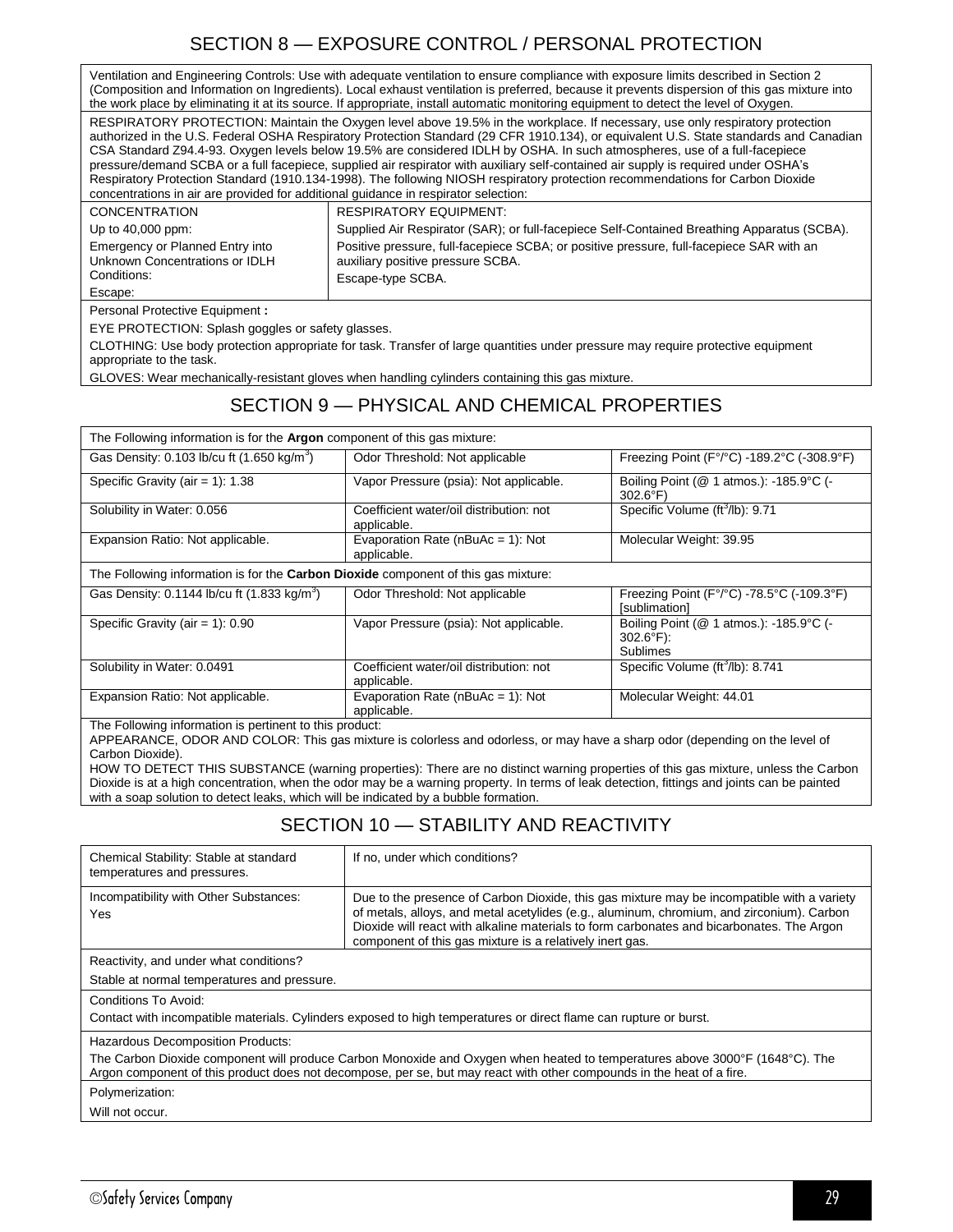## SECTION 8 — EXPOSURE CONTROL / PERSONAL PROTECTION

Ventilation and Engineering Controls: Use with adequate ventilation to ensure compliance with exposure limits described in Section 2 (Composition and Information on Ingredients). Local exhaust ventilation is preferred, because it prevents dispersion of this gas mixture into the work place by eliminating it at its source. If appropriate, install automatic monitoring equipment to detect the level of Oxygen.

RESPIRATORY PROTECTION: Maintain the Oxygen level above 19.5% in the workplace. If necessary, use only respiratory protection authorized in the U.S. Federal OSHA Respiratory Protection Standard (29 CFR 1910.134), or equivalent U.S. State standards and Canadian CSA Standard Z94.4-93. Oxygen levels below 19.5% are considered IDLH by OSHA. In such atmospheres, use of a full-facepiece pressure/demand SCBA or a full facepiece, supplied air respirator with auxiliary self-contained air supply is required under OSHA's Respiratory Protection Standard (1910.134-1998). The following NIOSH respiratory protection recommendations for Carbon Dioxide concentrations in air are provided for additional guidance in respirator selection:

| CONCENTRATION | RESPIRATORY EQUIPMENT: |
|---|---|
| Up to 40,000 ppm: | Supplied Air Respirator (SAR); or full-facepiece Self-Contained Breathing Apparatus (SCBA). |
| Emergency or Planned Entry into Unknown Concentrations or IDLH Conditions: | Positive pressure, full-facepiece SCBA; or positive pressure, full-facepiece SAR with an auxiliary positive pressure SCBA. |
| Escape: | Escape-type SCBA. |

Personal Protective Equipment **:**

EYE PROTECTION: Splash goggles or safety glasses.

CLOTHING: Use body protection appropriate for task. Transfer of large quantities under pressure may require protective equipment appropriate to the task.

GLOVES: Wear mechanically-resistant gloves when handling cylinders containing this gas mixture.

## SECTION 9 — PHYSICAL AND CHEMICAL PROPERTIES

The Following information is for the **Argon** component of this gas mixture:

| | | |
|---|---|---|
| Gas Density: 0.103 lb/cu ft (1.650 kg/m$^3$) | Odor Threshold: Not applicable | Freezing Point (F°/°C) -189.2°C (-308.9°F) |
| Specific Gravity (air = 1): 1.38 | Vapor Pressure (psia): Not applicable. | Boiling Point (@ 1 atmos.): -185.9°C (-302.6°F) |
| Solubility in Water: 0.056 | Coefficient water/oil distribution: not applicable. | Specific Volume (ft$^3$/lb): 9.71 |
| Expansion Ratio: Not applicable. | Evaporation Rate (nBuAc = 1): Not applicable. | Molecular Weight: 39.95 |

The Following information is for the **Carbon Dioxide** component of this gas mixture:

| | | |
|---|---|---|
| Gas Density: 0.1144 lb/cu ft (1.833 kg/m$^3$) | Odor Threshold: Not applicable | Freezing Point (F°/°C) -78.5°C (-109.3°F) [sublimation] |
| Specific Gravity (air = 1): 0.90 | Vapor Pressure (psia): Not applicable. | Boiling Point (@ 1 atmos.): -185.9°C (-302.6°F): Sublimes |
| Solubility in Water: 0.0491 | Coefficient water/oil distribution: not applicable. | Specific Volume (ft$^3$/lb): 8.741 |
| Expansion Ratio: Not applicable. | Evaporation Rate (nBuAc = 1): Not applicable. | Molecular Weight: 44.01 |

The Following information is pertinent to this product:

APPEARANCE, ODOR AND COLOR: This gas mixture is colorless and odorless, or may have a sharp odor (depending on the level of Carbon Dioxide).

HOW TO DETECT THIS SUBSTANCE (warning properties): There are no distinct warning properties of this gas mixture, unless the Carbon Dioxide is at a high concentration, when the odor may be a warning property. In terms of leak detection, fittings and joints can be painted with a soap solution to detect leaks, which will be indicated by a bubble formation.

## SECTION 10 — STABILITY AND REACTIVITY

| | |
|---|---|
| Chemical Stability: Stable at standard temperatures and pressures. | If no, under which conditions? |
| Incompatibility with Other Substances: Yes | Due to the presence of Carbon Dioxide, this gas mixture may be incompatible with a variety of metals, alloys, and metal acetylides (e.g., aluminum, chromium, and zirconium). Carbon Dioxide will react with alkaline materials to form carbonates and bicarbonates. The Argon component of this gas mixture is a relatively inert gas. |

Reactivity, and under what conditions?

Stable at normal temperatures and pressure.

Conditions To Avoid:

Contact with incompatible materials. Cylinders exposed to high temperatures or direct flame can rupture or burst.

Hazardous Decomposition Products:

The Carbon Dioxide component will produce Carbon Monoxide and Oxygen when heated to temperatures above 3000°F (1648°C). The Argon component of this product does not decompose, per se, but may react with other compounds in the heat of a fire.

Polymerization:

Will not occur.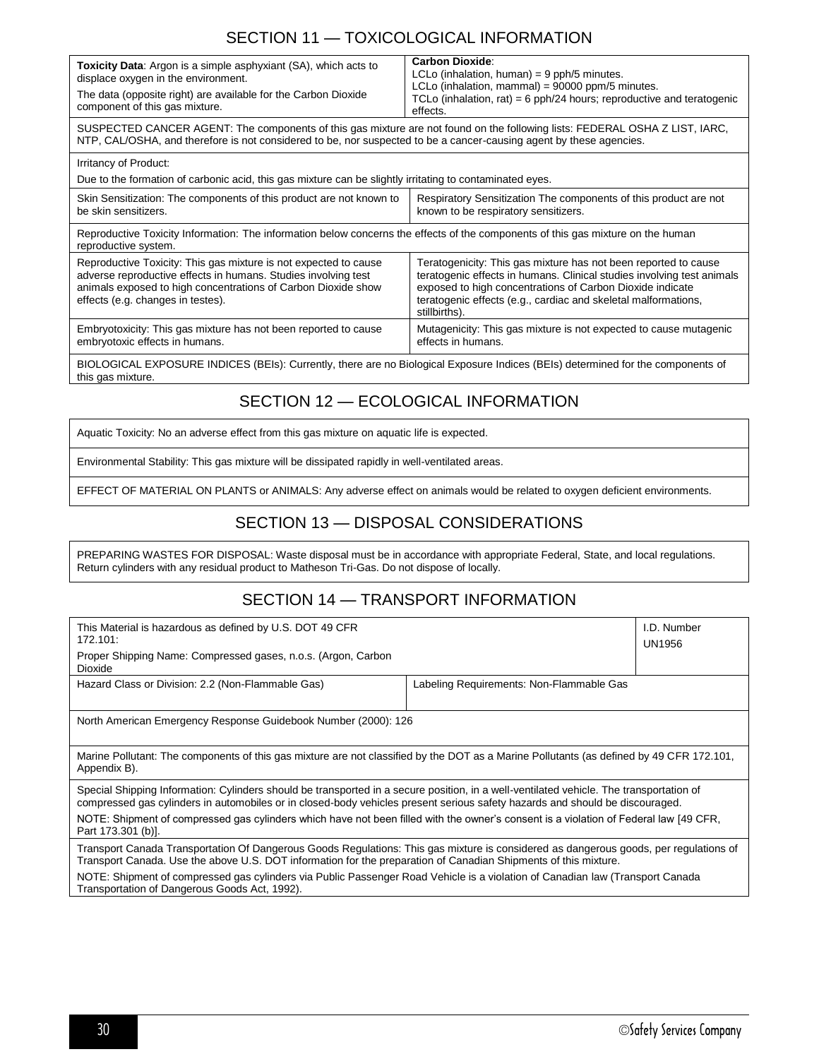## SECTION 11 — TOXICOLOGICAL INFORMATION

| **Toxicity Data**: Argon is a simple asphyxiant (SA), which acts to displace oxygen in the environment. The data (opposite right) are available for the Carbon Dioxide component of this gas mixture. | **Carbon Dioxide**: LCLo (inhalation, human) = 9 pph/5 minutes. LCLo (inhalation, mammal) = 90000 ppm/5 minutes. TCLo (inhalation, rat) = 6 pph/24 hours; reproductive and teratogenic effects. |
|---|---|

SUSPECTED CANCER AGENT: The components of this gas mixture are not found on the following lists: FEDERAL OSHA Z LIST, IARC, NTP, CAL/OSHA, and therefore is not considered to be, nor suspected to be a cancer-causing agent by these agencies.

Irritancy of Product:

Due to the formation of carbonic acid, this gas mixture can be slightly irritating to contaminated eyes.

| Skin Sensitization: The components of this product are not known to be skin sensitizers. | Respiratory Sensitization The components of this product are not known to be respiratory sensitizers. |
|---|---|

Reproductive Toxicity Information: The information below concerns the effects of the components of this gas mixture on the human reproductive system.

| Reproductive Toxicity: This gas mixture is not expected to cause adverse reproductive effects in humans. Studies involving test animals exposed to high concentrations of Carbon Dioxide show effects (e.g. changes in testes). | Teratogenicity: This gas mixture has not been reported to cause teratogenic effects in humans. Clinical studies involving test animals exposed to high concentrations of Carbon Dioxide indicate teratogenic effects (e.g., cardiac and skeletal malformations, stillbirths). |
|---|---|
| Embryotoxicity: This gas mixture has not been reported to cause embryotoxic effects in humans. | Mutagenicity: This gas mixture is not expected to cause mutagenic effects in humans. |

BIOLOGICAL EXPOSURE INDICES (BEIs): Currently, there are no Biological Exposure Indices (BEIs) determined for the components of this gas mixture.

## SECTION 12 — ECOLOGICAL INFORMATION

Aquatic Toxicity: No an adverse effect from this gas mixture on aquatic life is expected.

Environmental Stability: This gas mixture will be dissipated rapidly in well-ventilated areas.

EFFECT OF MATERIAL ON PLANTS or ANIMALS: Any adverse effect on animals would be related to oxygen deficient environments.

## SECTION 13 — DISPOSAL CONSIDERATIONS

PREPARING WASTES FOR DISPOSAL: Waste disposal must be in accordance with appropriate Federal, State, and local regulations. Return cylinders with any residual product to Matheson Tri-Gas. Do not dispose of locally.

## SECTION 14 — TRANSPORT INFORMATION

| This Material is hazardous as defined by U.S. DOT 49 CFR 172.101: Proper Shipping Name: Compressed gases, n.o.s. (Argon, Carbon Dioxide | I.D. Number UN1956 |
|---|---|
| Hazard Class or Division: 2.2 (Non-Flammable Gas) | Labeling Requirements: Non-Flammable Gas |

North American Emergency Response Guidebook Number (2000): 126

Marine Pollutant: The components of this gas mixture are not classified by the DOT as a Marine Pollutants (as defined by 49 CFR 172.101, Appendix B).

Special Shipping Information: Cylinders should be transported in a secure position, in a well-ventilated vehicle. The transportation of compressed gas cylinders in automobiles or in closed-body vehicles present serious safety hazards and should be discouraged.

NOTE: Shipment of compressed gas cylinders which have not been filled with the owner's consent is a violation of Federal law [49 CFR, Part 173.301 (b)].

Transport Canada Transportation Of Dangerous Goods Regulations: This gas mixture is considered as dangerous goods, per regulations of Transport Canada. Use the above U.S. DOT information for the preparation of Canadian Shipments of this mixture.

NOTE: Shipment of compressed gas cylinders via Public Passenger Road Vehicle is a violation of Canadian law (Transport Canada Transportation of Dangerous Goods Act, 1992).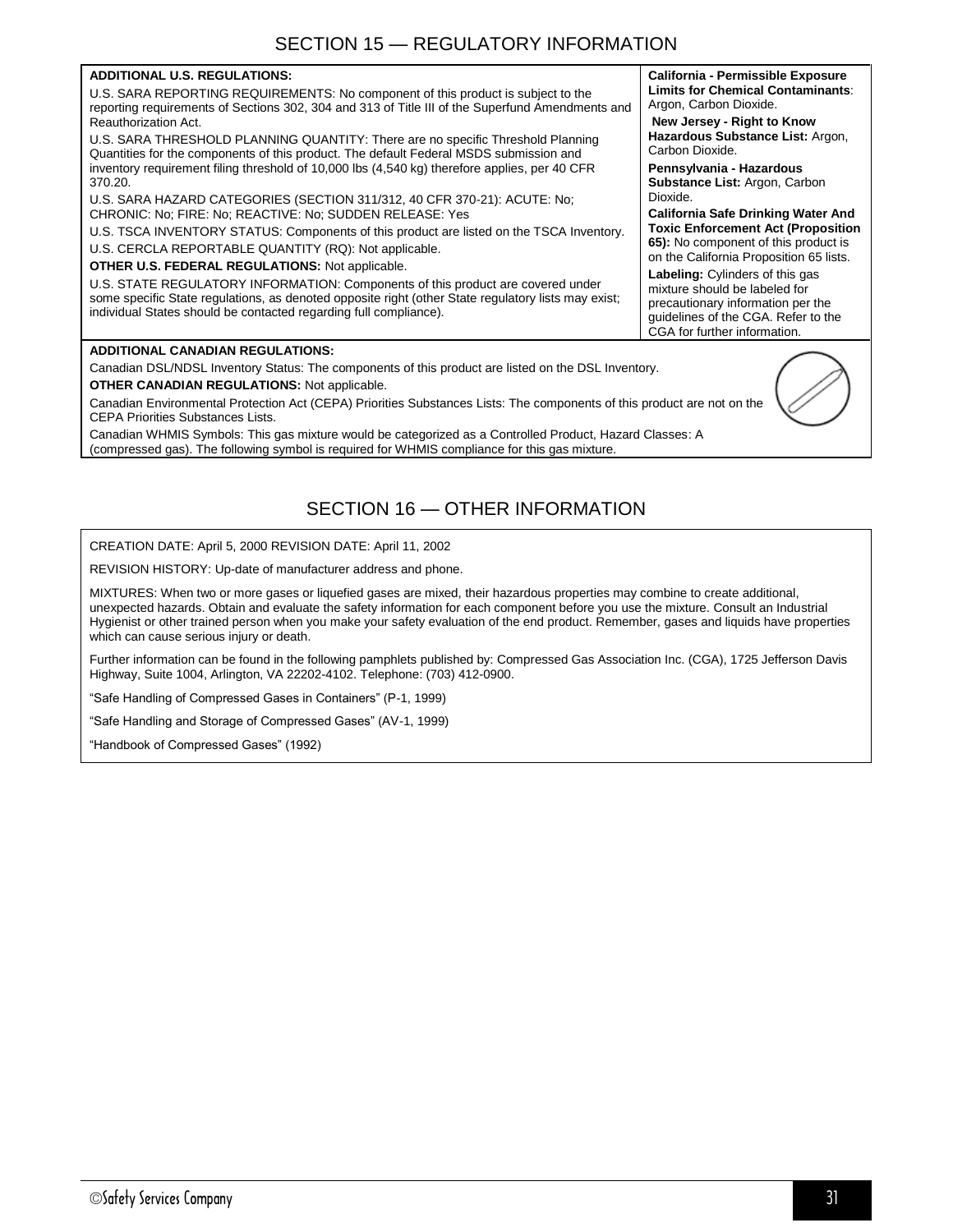## SECTION 15 — REGULATORY INFORMATION

**ADDITIONAL U.S. REGULATIONS:**

U.S. SARA REPORTING REQUIREMENTS: No component of this product is subject to the reporting requirements of Sections 302, 304 and 313 of Title III of the Superfund Amendments and Reauthorization Act.

U.S. SARA THRESHOLD PLANNING QUANTITY: There are no specific Threshold Planning Quantities for the components of this product. The default Federal MSDS submission and inventory requirement filing threshold of 10,000 lbs (4,540 kg) therefore applies, per 40 CFR 370.20.

U.S. SARA HAZARD CATEGORIES (SECTION 311/312, 40 CFR 370-21): ACUTE: No; CHRONIC: No; FIRE: No; REACTIVE: No; SUDDEN RELEASE: Yes

U.S. TSCA INVENTORY STATUS: Components of this product are listed on the TSCA Inventory.

U.S. CERCLA REPORTABLE QUANTITY (RQ): Not applicable.

**OTHER U.S. FEDERAL REGULATIONS:** Not applicable.

U.S. STATE REGULATORY INFORMATION: Components of this product are covered under some specific State regulations, as denoted opposite right (other State regulatory lists may exist; individual States should be contacted regarding full compliance).

**California - Permissible Exposure Limits for Chemical Contaminants**: Argon, Carbon Dioxide.

**New Jersey - Right to Know Hazardous Substance List:** Argon, Carbon Dioxide.

**Pennsylvania - Hazardous Substance List:** Argon, Carbon Dioxide.

**California Safe Drinking Water And Toxic Enforcement Act (Proposition 65):** No component of this product is on the California Proposition 65 lists.

**Labeling:** Cylinders of this gas mixture should be labeled for precautionary information per the guidelines of the CGA. Refer to the CGA for further information.

**ADDITIONAL CANADIAN REGULATIONS:**

Canadian DSL/NDSL Inventory Status: The components of this product are listed on the DSL Inventory.

**OTHER CANADIAN REGULATIONS:** Not applicable.

Canadian Environmental Protection Act (CEPA) Priorities Substances Lists: The components of this product are not on the CEPA Priorities Substances Lists.

Canadian WHMIS Symbols: This gas mixture would be categorized as a Controlled Product, Hazard Classes: A (compressed gas). The following symbol is required for WHMIS compliance for this gas mixture.

## SECTION 16 — OTHER INFORMATION

CREATION DATE: April 5, 2000 REVISION DATE: April 11, 2002

REVISION HISTORY: Up-date of manufacturer address and phone.

MIXTURES: When two or more gases or liquefied gases are mixed, their hazardous properties may combine to create additional, unexpected hazards. Obtain and evaluate the safety information for each component before you use the mixture. Consult an Industrial Hygienist or other trained person when you make your safety evaluation of the end product. Remember, gases and liquids have properties which can cause serious injury or death.

Further information can be found in the following pamphlets published by: Compressed Gas Association Inc. (CGA), 1725 Jefferson Davis Highway, Suite 1004, Arlington, VA 22202-4102. Telephone: (703) 412-0900.

"Safe Handling of Compressed Gases in Containers" (P-1, 1999)

"Safe Handling and Storage of Compressed Gases" (AV-1, 1999)

"Handbook of Compressed Gases" (1992)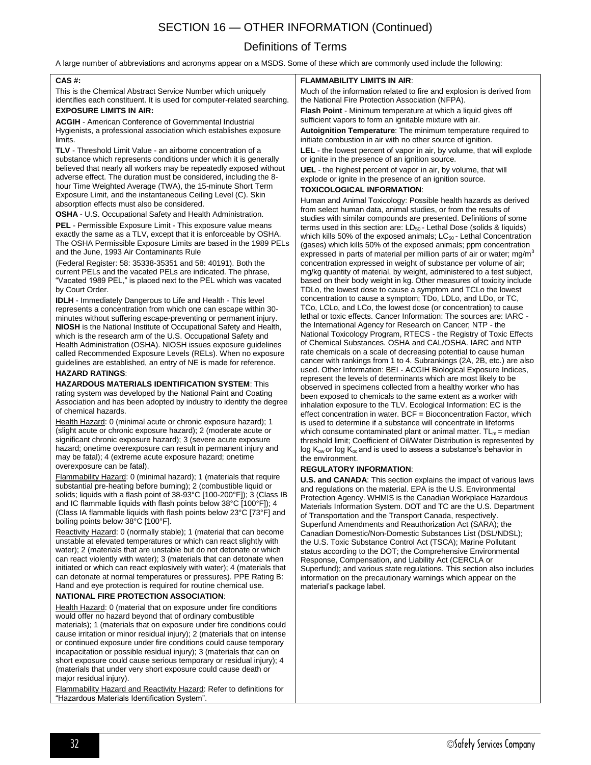# SECTION 16 — OTHER INFORMATION (Continued)

## Definitions of Terms

A large number of abbreviations and acronyms appear on a MSDS. Some of these which are commonly used include the following:

**CAS #:**

This is the Chemical Abstract Service Number which uniquely identifies each constituent. It is used for computer-related searching.

**EXPOSURE LIMITS IN AIR:**

**ACGIH** - American Conference of Governmental Industrial Hygienists, a professional association which establishes exposure limits.

**TLV** - Threshold Limit Value - an airborne concentration of a substance which represents conditions under which it is generally believed that nearly all workers may be repeatedly exposed without adverse effect. The duration must be considered, including the 8-hour Time Weighted Average (TWA), the 15-minute Short Term Exposure Limit, and the instantaneous Ceiling Level (C). Skin absorption effects must also be considered.

**OSHA** - U.S. Occupational Safety and Health Administration.

**PEL** - Permissible Exposure Limit - This exposure value means exactly the same as a TLV, except that it is enforceable by OSHA. The OSHA Permissible Exposure Limits are based in the 1989 PELs and the June, 1993 Air Contaminants Rule

(Federal Register: 58: 35338-35351 and 58: 40191). Both the current PELs and the vacated PELs are indicated. The phrase, "Vacated 1989 PEL," is placed next to the PEL which was vacated by Court Order.

**IDLH** - Immediately Dangerous to Life and Health - This level represents a concentration from which one can escape within 30-minutes without suffering escape-preventing or permanent injury.
**NIOSH** is the National Institute of Occupational Safety and Health, which is the research arm of the U.S. Occupational Safety and Health Administration (OSHA). NIOSH issues exposure guidelines called Recommended Exposure Levels (RELs). When no exposure guidelines are established, an entry of NE is made for reference.

**HAZARD RATINGS**:

**HAZARDOUS MATERIALS IDENTIFICATION SYSTEM**: This rating system was developed by the National Paint and Coating Association and has been adopted by industry to identify the degree of chemical hazards.

Health Hazard: 0 (minimal acute or chronic exposure hazard); 1 (slight acute or chronic exposure hazard); 2 (moderate acute or significant chronic exposure hazard); 3 (severe acute exposure hazard; onetime overexposure can result in permanent injury and may be fatal); 4 (extreme acute exposure hazard; onetime overexposure can be fatal).

Flammability Hazard: 0 (minimal hazard); 1 (materials that require substantial pre-heating before burning); 2 (combustible liquid or solids; liquids with a flash point of 38-93°C [100-200°F]); 3 (Class IB and IC flammable liquids with flash points below 38°C [100°F]); 4 (Class IA flammable liquids with flash points below 23°C [73°F] and boiling points below 38°C [100°F].

Reactivity Hazard: 0 (normally stable); 1 (material that can become unstable at elevated temperatures or which can react slightly with water); 2 (materials that are unstable but do not detonate or which can react violently with water); 3 (materials that can detonate when initiated or which can react explosively with water); 4 (materials that can detonate at normal temperatures or pressures). PPE Rating B: Hand and eye protection is required for routine chemical use.

**NATIONAL FIRE PROTECTION ASSOCIATION**:

Health Hazard: 0 (material that on exposure under fire conditions would offer no hazard beyond that of ordinary combustible materials); 1 (materials that on exposure under fire conditions could cause irritation or minor residual injury); 2 (materials that on intense or continued exposure under fire conditions could cause temporary incapacitation or possible residual injury); 3 (materials that can on short exposure could cause serious temporary or residual injury); 4 (materials that under very short exposure could cause death or major residual injury).

Flammability Hazard and Reactivity Hazard: Refer to definitions for "Hazardous Materials Identification System".

**FLAMMABILITY LIMITS IN AIR**:

Much of the information related to fire and explosion is derived from the National Fire Protection Association (NFPA).

**Flash Point** - Minimum temperature at which a liquid gives off sufficient vapors to form an ignitable mixture with air.

**Autoignition Temperature**: The minimum temperature required to initiate combustion in air with no other source of ignition.

**LEL** - the lowest percent of vapor in air, by volume, that will explode or ignite in the presence of an ignition source.

**UEL** - the highest percent of vapor in air, by volume, that will explode or ignite in the presence of an ignition source.

**TOXICOLOGICAL INFORMATION**:

Human and Animal Toxicology: Possible health hazards as derived from select human data, animal studies, or from the results of studies with similar compounds are presented. Definitions of some terms used in this section are: $LD_{50}$ - Lethal Dose (solids & liquids) which kills 50% of the exposed animals; $LC_{50}$ - Lethal Concentration (gases) which kills 50% of the exposed animals; ppm concentration expressed in parts of material per million parts of air or water; $mg/m^3$ concentration expressed in weight of substance per volume of air; mg/kg quantity of material, by weight, administered to a test subject, based on their body weight in kg. Other measures of toxicity include TDLo, the lowest dose to cause a symptom and TCLo the lowest concentration to cause a symptom; TDo, LDLo, and LDo, or TC, TCo, LCLo, and LCo, the lowest dose (or concentration) to cause lethal or toxic effects. Cancer Information: The sources are: IARC - the International Agency for Research on Cancer; NTP - the National Toxicology Program, RTECS - the Registry of Toxic Effects of Chemical Substances. OSHA and CAL/OSHA. IARC and NTP rate chemicals on a scale of decreasing potential to cause human cancer with rankings from 1 to 4. Subrankings (2A, 2B, etc.) are also used. Other Information: BEI - ACGIH Biological Exposure Indices, represent the levels of determinants which are most likely to be observed in specimens collected from a healthy worker who has been exposed to chemicals to the same extent as a worker with inhalation exposure to the TLV. Ecological Information: EC is the effect concentration in water. BCF = Bioconcentration Factor, which is used to determine if a substance will concentrate in lifeforms which consume contaminated plant or animal matter. $TL_m$ = median threshold limit; Coefficient of Oil/Water Distribution is represented by $\log K_{ow}$ or $\log K_{oc}$ and is used to assess a substance's behavior in the environment.

**REGULATORY INFORMATION**:

**U.S. and CANADA**: This section explains the impact of various laws and regulations on the material. EPA is the U.S. Environmental Protection Agency. WHMIS is the Canadian Workplace Hazardous Materials Information System. DOT and TC are the U.S. Department of Transportation and the Transport Canada, respectively. Superfund Amendments and Reauthorization Act (SARA); the Canadian Domestic/Non-Domestic Substances List (DSL/NDSL); the U.S. Toxic Substance Control Act (TSCA); Marine Pollutant status according to the DOT; the Comprehensive Environmental Response, Compensation, and Liability Act (CERCLA or Superfund); and various state regulations. This section also includes information on the precautionary warnings which appear on the material's package label.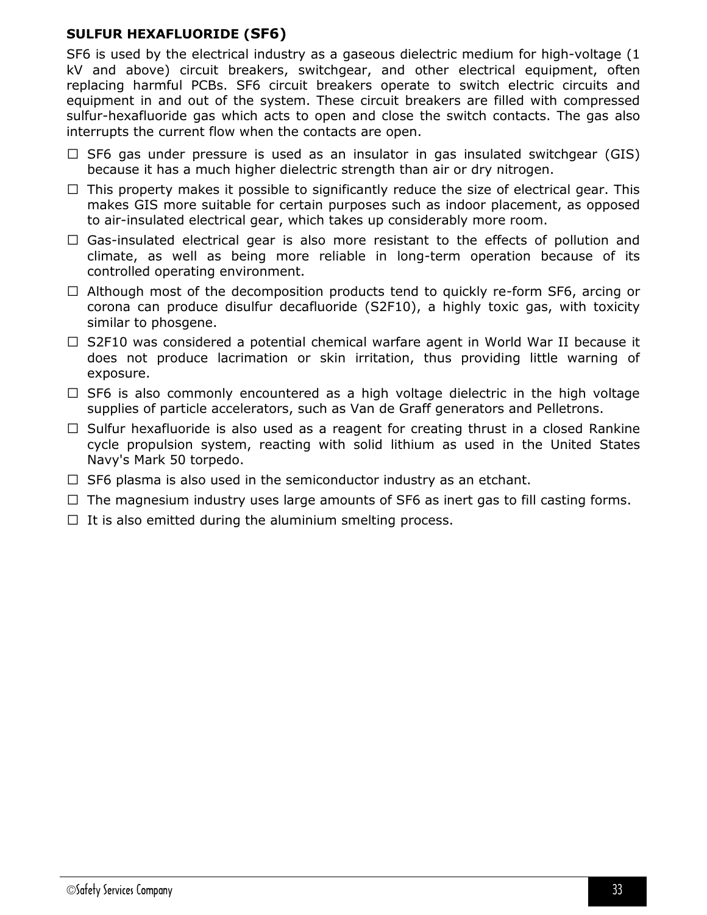**SULFUR HEXAFLUORIDE ($SF_6$)**

$SF_6$ is used by the electrical industry as a gaseous dielectric medium for high-voltage (1 kV and above) circuit breakers, switchgear, and other electrical equipment, often replacing harmful PCBs. $SF_6$ circuit breakers operate to switch electric circuits and equipment in and out of the system. These circuit breakers are filled with compressed sulfur-hexafluoride gas which acts to open and close the switch contacts. The gas also interrupts the current flow when the contacts are open.

- $SF_6$ gas under pressure is used as an insulator in gas insulated switchgear (GIS) because it has a much higher dielectric strength than air or dry nitrogen.
- This property makes it possible to significantly reduce the size of electrical gear. This makes GIS more suitable for certain purposes such as indoor placement, as opposed to air-insulated electrical gear, which takes up considerably more room.
- Gas-insulated electrical gear is also more resistant to the effects of pollution and climate, as well as being more reliable in long-term operation because of its controlled operating environment.
- Although most of the decomposition products tend to quickly re-form $SF_6$, arcing or corona can produce disulfur decafluoride ($S_2F_{10}$), a highly toxic gas, with toxicity similar to phosgene.
- $S_2F_{10}$ was considered a potential chemical warfare agent in World War II because it does not produce lacrimation or skin irritation, thus providing little warning of exposure.
- $SF_6$ is also commonly encountered as a high voltage dielectric in the high voltage supplies of particle accelerators, such as Van de Graff generators and Pelletrons.
- Sulfur hexafluoride is also used as a reagent for creating thrust in a closed Rankine cycle propulsion system, reacting with solid lithium as used in the United States Navy's Mark 50 torpedo.
- $SF_6$ plasma is also used in the semiconductor industry as an etchant.
- The magnesium industry uses large amounts of $SF_6$ as inert gas to fill casting forms.
- It is also emitted during the aluminium smelting process.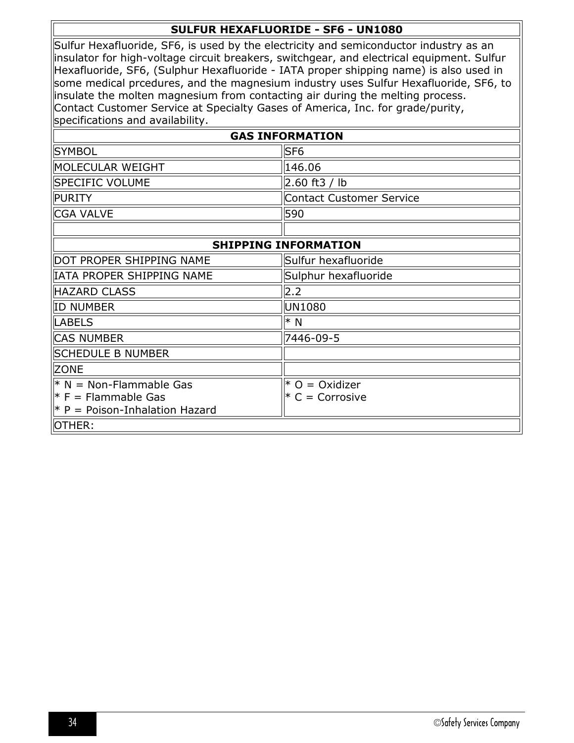## SULFUR HEXAFLUORIDE - SF6 - UN1080

Sulfur Hexafluoride, SF6, is used by the electricity and semiconductor industry as an insulator for high-voltage circuit breakers, switchgear, and electrical equipment. Sulfur Hexafluoride, SF6, (Sulphur Hexafluoride - IATA proper shipping name) is also used in some medical prcedures, and the magnesium industry uses Sulfur Hexafluoride, SF6, to insulate the molten magnesium from contacting air during the melting process. Contact Customer Service at Specialty Gases of America, Inc. for grade/purity, specifications and availability.

| GAS INFORMATION | |
|---|---|
| SYMBOL | SF6 |
| MOLECULAR WEIGHT | 146.06 |
| SPECIFIC VOLUME | 2.60 ft3 / lb |
| PURITY | Contact Customer Service |
| CGA VALVE | 590 |
| | |

| SHIPPING INFORMATION | |
|---|---|
| DOT PROPER SHIPPING NAME | Sulfur hexafluoride |
| IATA PROPER SHIPPING NAME | Sulphur hexafluoride |
| HAZARD CLASS | 2.2 |
| ID NUMBER | UN1080 |
| LABELS | * N |
| CAS NUMBER | 7446-09-5 |
| SCHEDULE B NUMBER | |
| ZONE | |
| * N = Non-Flammable Gas<br>* F = Flammable Gas<br>* P = Poison-Inhalation Hazard | * O = Oxidizer<br>* C = Corrosive |
| OTHER: | |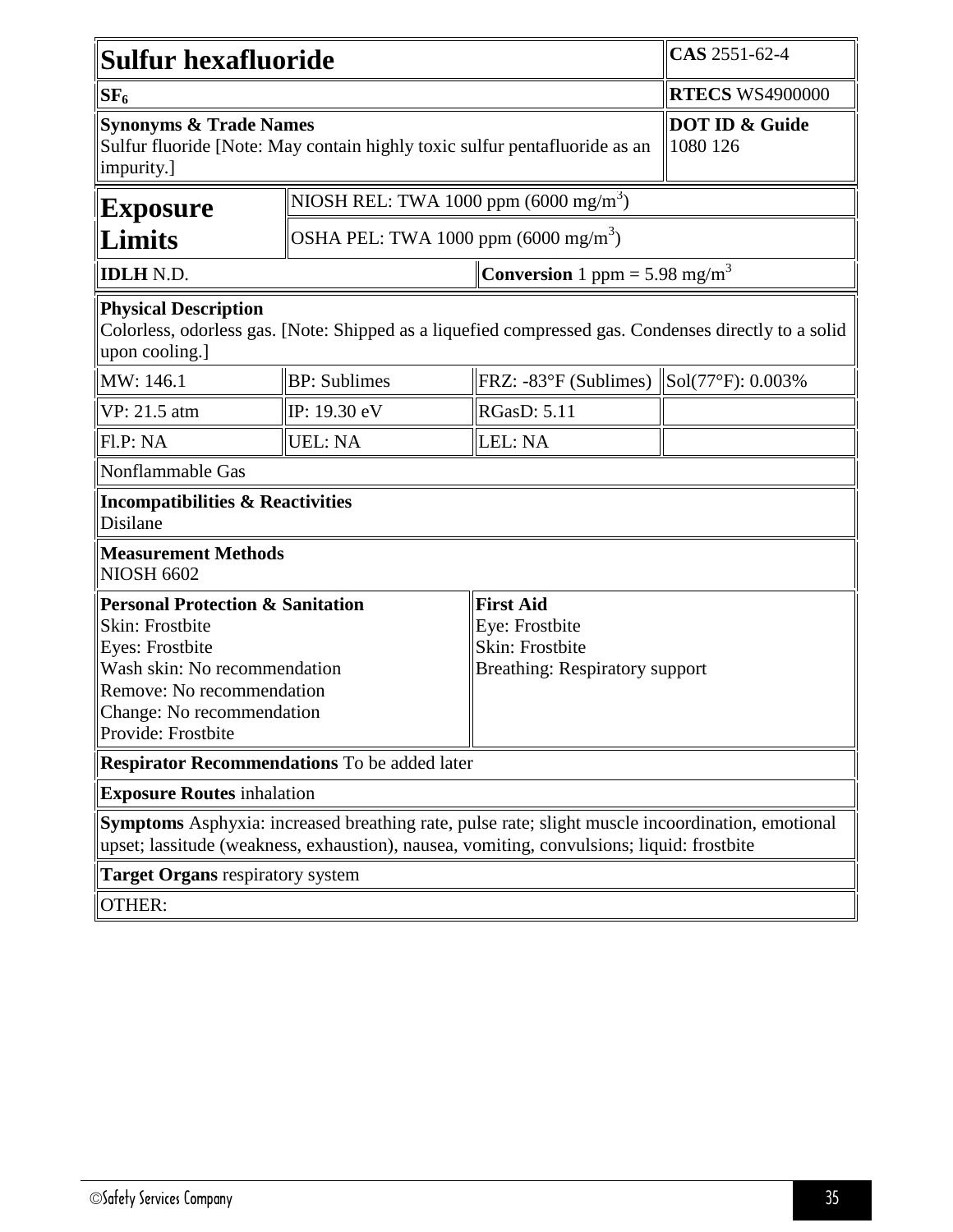# Sulfur hexafluoride

**CAS** 2551-62-4

**$SF_6$**

**RTECS** WS4900000

**Synonyms & Trade Names**
Sulfur fluoride [Note: May contain highly toxic sulfur pentafluoride as an impurity.]

**DOT ID & Guide**
1080 126

## Exposure Limits

NIOSH REL: TWA 1000 ppm (6000 $mg/m^3$)

OSHA PEL: TWA 1000 ppm (6000 $mg/m^3$)

**IDLH** N.D.

**Conversion** 1 ppm = 5.98 $mg/m^3$

**Physical Description**
Colorless, odorless gas. [Note: Shipped as a liquefied compressed gas. Condenses directly to a solid upon cooling.]

| | | | |
|---|---|---|---|
| MW: 146.1 | BP: Sublimes | FRZ: -83°F (Sublimes) | Sol(77°F): 0.003% |
| VP: 21.5 atm | IP: 19.30 eV | RGasD: 5.11 | |
| Fl.P: NA | UEL: NA | LEL: NA | |

Nonflammable Gas

**Incompatibilities & Reactivities**
Disilane

**Measurement Methods**
NIOSH 6602

**Personal Protection & Sanitation**
Skin: Frostbite
Eyes: Frostbite
Wash skin: No recommendation
Remove: No recommendation
Change: No recommendation
Provide: Frostbite

**First Aid**
Eye: Frostbite
Skin: Frostbite
Breathing: Respiratory support

**Respirator Recommendations** To be added later

**Exposure Routes** inhalation

**Symptoms** Asphyxia: increased breathing rate, pulse rate; slight muscle incoordination, emotional upset; lassitude (weakness, exhaustion), nausea, vomiting, convulsions; liquid: frostbite

**Target Organs** respiratory system

OTHER: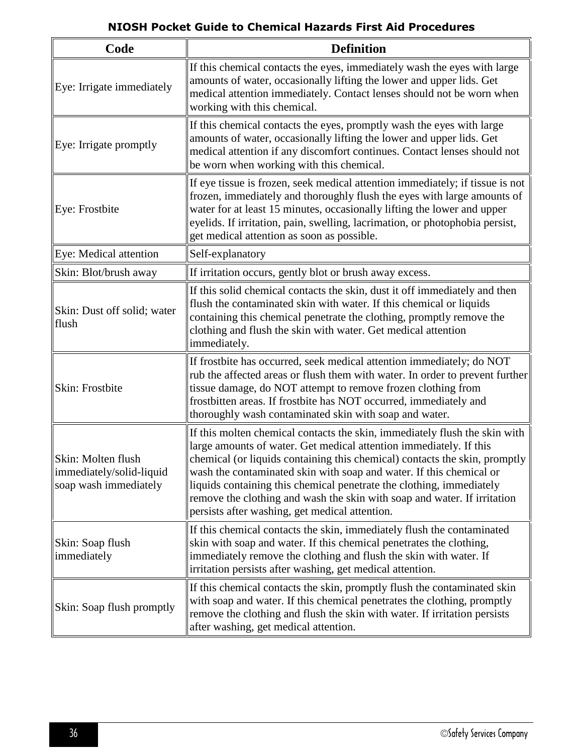**NIOSH Pocket Guide to Chemical Hazards First Aid Procedures**

| Code | Definition |
| --- | --- |
| Eye: Irrigate immediately | If this chemical contacts the eyes, immediately wash the eyes with large amounts of water, occasionally lifting the lower and upper lids. Get medical attention immediately. Contact lenses should not be worn when working with this chemical. |
| Eye: Irrigate promptly | If this chemical contacts the eyes, promptly wash the eyes with large amounts of water, occasionally lifting the lower and upper lids. Get medical attention if any discomfort continues. Contact lenses should not be worn when working with this chemical. |
| Eye: Frostbite | If eye tissue is frozen, seek medical attention immediately; if tissue is not frozen, immediately and thoroughly flush the eyes with large amounts of water for at least 15 minutes, occasionally lifting the lower and upper eyelids. If irritation, pain, swelling, lacrimation, or photophobia persist, get medical attention as soon as possible. |
| Eye: Medical attention | Self-explanatory |
| Skin: Blot/brush away | If irritation occurs, gently blot or brush away excess. |
| Skin: Dust off solid; water flush | If this solid chemical contacts the skin, dust it off immediately and then flush the contaminated skin with water. If this chemical or liquids containing this chemical penetrate the clothing, promptly remove the clothing and flush the skin with water. Get medical attention immediately. |
| Skin: Frostbite | If frostbite has occurred, seek medical attention immediately; do NOT rub the affected areas or flush them with water. In order to prevent further tissue damage, do NOT attempt to remove frozen clothing from frostbitten areas. If frostbite has NOT occurred, immediately and thoroughly wash contaminated skin with soap and water. |
| Skin: Molten flush immediately/solid-liquid soap wash immediately | If this molten chemical contacts the skin, immediately flush the skin with large amounts of water. Get medical attention immediately. If this chemical (or liquids containing this chemical) contacts the skin, promptly wash the contaminated skin with soap and water. If this chemical or liquids containing this chemical penetrate the clothing, immediately remove the clothing and wash the skin with soap and water. If irritation persists after washing, get medical attention. |
| Skin: Soap flush immediately | If this chemical contacts the skin, immediately flush the contaminated skin with soap and water. If this chemical penetrates the clothing, immediately remove the clothing and flush the skin with water. If irritation persists after washing, get medical attention. |
| Skin: Soap flush promptly | If this chemical contacts the skin, promptly flush the contaminated skin with soap and water. If this chemical penetrates the clothing, promptly remove the clothing and flush the skin with water. If irritation persists after washing, get medical attention. |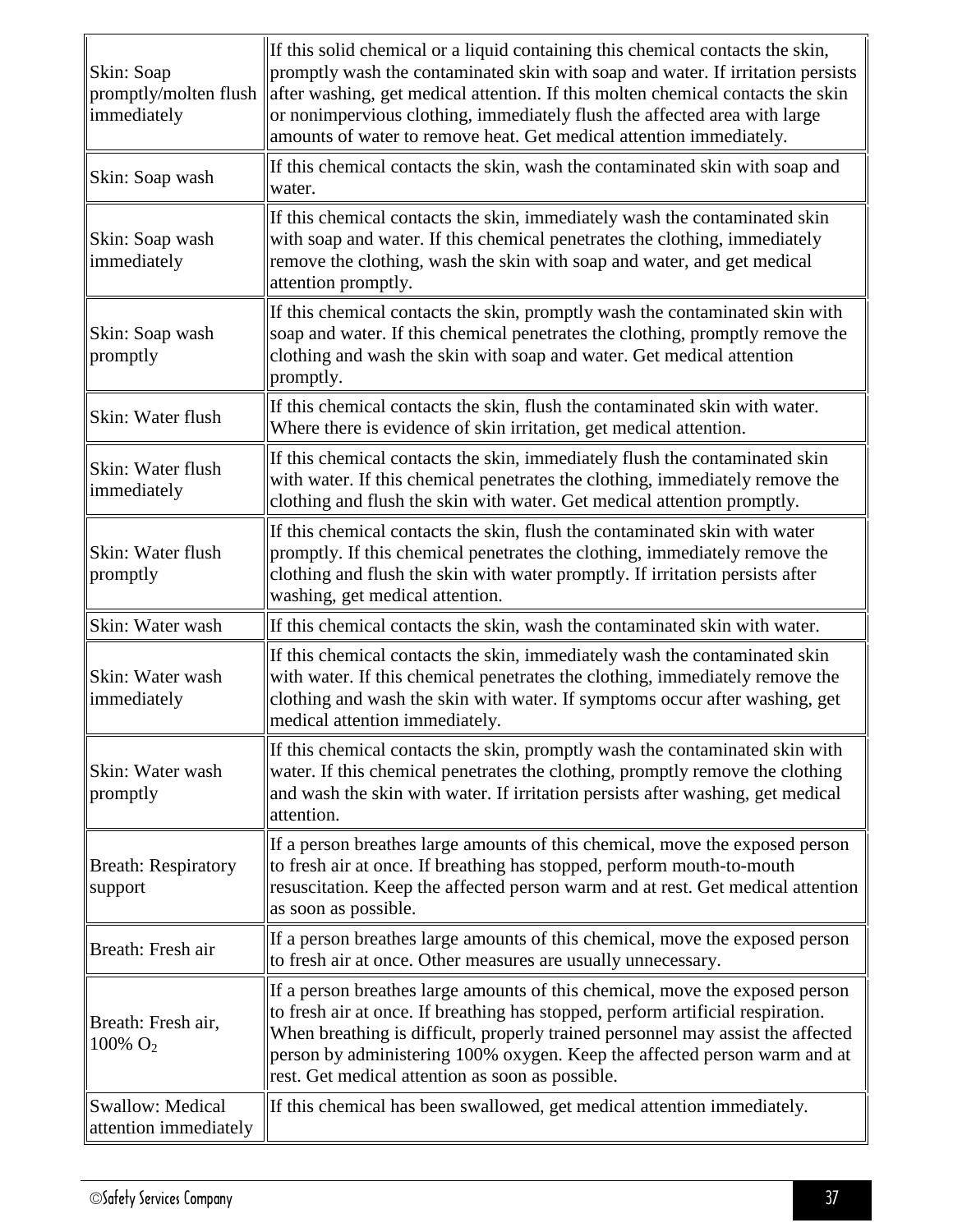| | |
|---|---|
| Skin: Soap promptly/molten flush immediately | If this solid chemical or a liquid containing this chemical contacts the skin, promptly wash the contaminated skin with soap and water. If irritation persists after washing, get medical attention. If this molten chemical contacts the skin or nonimpervious clothing, immediately flush the affected area with large amounts of water to remove heat. Get medical attention immediately. |
| Skin: Soap wash | If this chemical contacts the skin, wash the contaminated skin with soap and water. |
| Skin: Soap wash immediately | If this chemical contacts the skin, immediately wash the contaminated skin with soap and water. If this chemical penetrates the clothing, immediately remove the clothing, wash the skin with soap and water, and get medical attention promptly. |
| Skin: Soap wash promptly | If this chemical contacts the skin, promptly wash the contaminated skin with soap and water. If this chemical penetrates the clothing, promptly remove the clothing and wash the skin with soap and water. Get medical attention promptly. |
| Skin: Water flush | If this chemical contacts the skin, flush the contaminated skin with water. Where there is evidence of skin irritation, get medical attention. |
| Skin: Water flush immediately | If this chemical contacts the skin, immediately flush the contaminated skin with water. If this chemical penetrates the clothing, immediately remove the clothing and flush the skin with water. Get medical attention promptly. |
| Skin: Water flush promptly | If this chemical contacts the skin, flush the contaminated skin with water promptly. If this chemical penetrates the clothing, immediately remove the clothing and flush the skin with water promptly. If irritation persists after washing, get medical attention. |
| Skin: Water wash | If this chemical contacts the skin, wash the contaminated skin with water. |
| Skin: Water wash immediately | If this chemical contacts the skin, immediately wash the contaminated skin with water. If this chemical penetrates the clothing, immediately remove the clothing and wash the skin with water. If symptoms occur after washing, get medical attention immediately. |
| Skin: Water wash promptly | If this chemical contacts the skin, promptly wash the contaminated skin with water. If this chemical penetrates the clothing, promptly remove the clothing and wash the skin with water. If irritation persists after washing, get medical attention. |
| Breath: Respiratory support | If a person breathes large amounts of this chemical, move the exposed person to fresh air at once. If breathing has stopped, perform mouth-to-mouth resuscitation. Keep the affected person warm and at rest. Get medical attention as soon as possible. |
| Breath: Fresh air | If a person breathes large amounts of this chemical, move the exposed person to fresh air at once. Other measures are usually unnecessary. |
| Breath: Fresh air, 100% $O_2$ | If a person breathes large amounts of this chemical, move the exposed person to fresh air at once. If breathing has stopped, perform artificial respiration. When breathing is difficult, properly trained personnel may assist the affected person by administering 100% oxygen. Keep the affected person warm and at rest. Get medical attention as soon as possible. |
| Swallow: Medical attention immediately | If this chemical has been swallowed, get medical attention immediately. |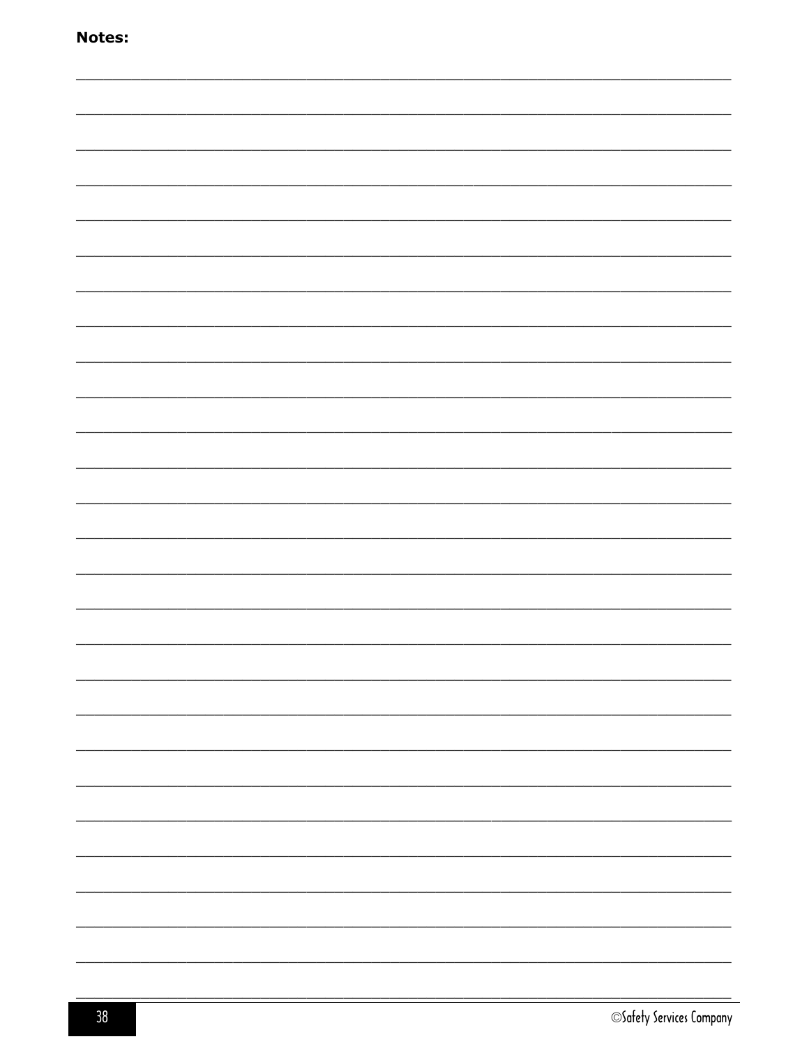**Notes:**